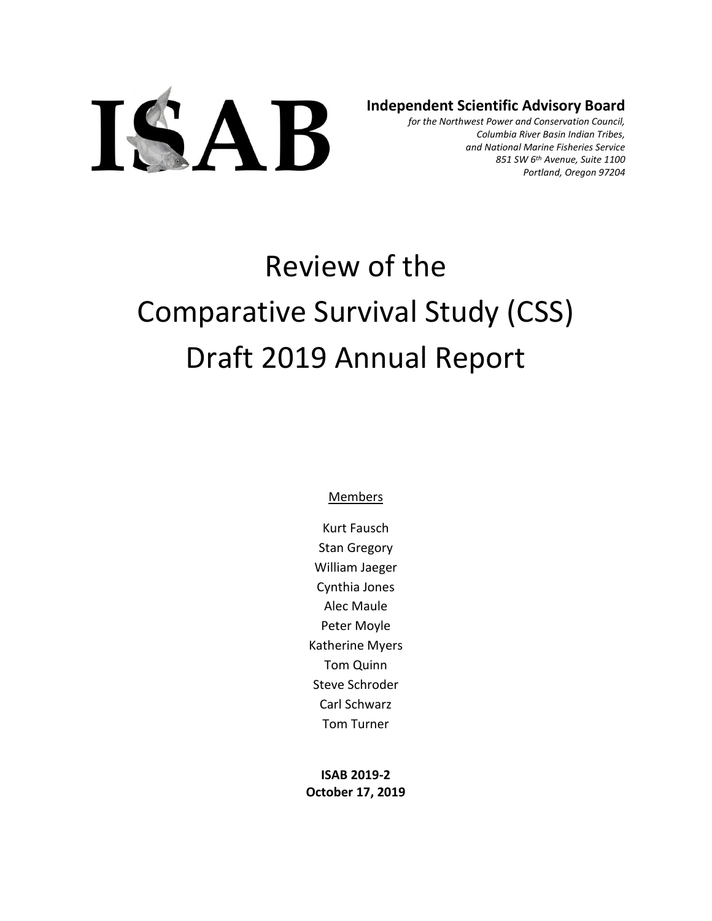ISAB

**Independent Scientific Advisory Board**

*for the Northwest Power and Conservation Council,*
*Columbia River Basin Indian Tribes,*
*and National Marine Fisheries Service*
*851 SW 6th Avenue, Suite 1100*
*Portland, Oregon 97204*

# Review of the Comparative Survival Study (CSS) Draft 2019 Annual Report

Members

Kurt Fausch
Stan Gregory
William Jaeger
Cynthia Jones
Alec Maule
Peter Moyle
Katherine Myers
Tom Quinn
Steve Schroder
Carl Schwarz
Tom Turner

**ISAB 2019-2**
**October 17, 2019**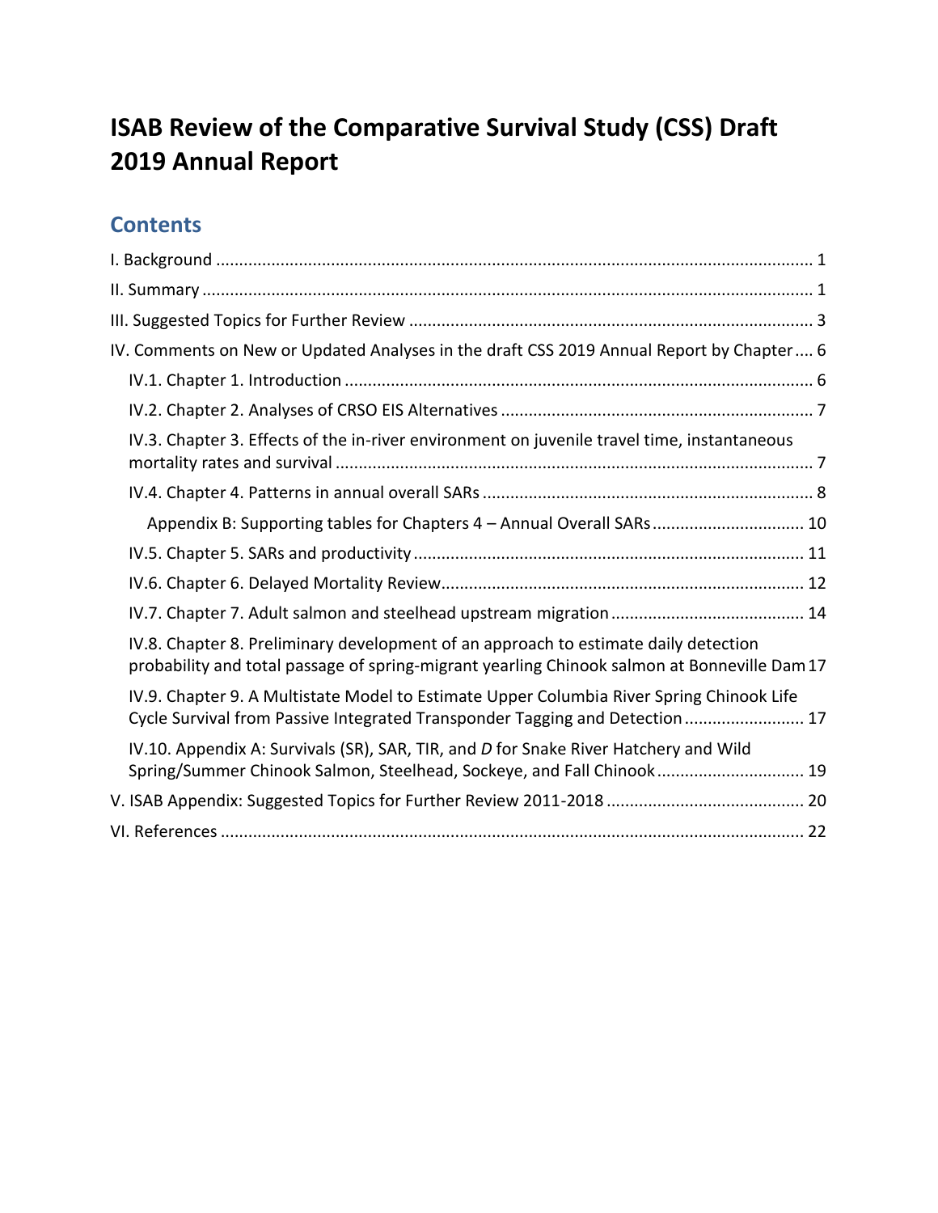# ISAB Review of the Comparative Survival Study (CSS) Draft 2019 Annual Report

## Contents

I. Background ..... 1

II. Summary ..... 1

III. Suggested Topics for Further Review ..... 3

IV. Comments on New or Updated Analyses in the draft CSS 2019 Annual Report by Chapter ..... 6

- IV.1. Chapter 1. Introduction ..... 6
- IV.2. Chapter 2. Analyses of CRSO EIS Alternatives ..... 7
- IV.3. Chapter 3. Effects of the in-river environment on juvenile travel time, instantaneous mortality rates and survival ..... 7
- IV.4. Chapter 4. Patterns in annual overall SARs ..... 8
  - Appendix B: Supporting tables for Chapters 4 – Annual Overall SARs ..... 10
- IV.5. Chapter 5. SARs and productivity ..... 11
- IV.6. Chapter 6. Delayed Mortality Review ..... 12
- IV.7. Chapter 7. Adult salmon and steelhead upstream migration ..... 14
- IV.8. Chapter 8. Preliminary development of an approach to estimate daily detection probability and total passage of spring-migrant yearling Chinook salmon at Bonneville Dam ..... 17
- IV.9. Chapter 9. A Multistate Model to Estimate Upper Columbia River Spring Chinook Life Cycle Survival from Passive Integrated Transponder Tagging and Detection ..... 17
- IV.10. Appendix A: Survivals (SR), SAR, TIR, and *D* for Snake River Hatchery and Wild Spring/Summer Chinook Salmon, Steelhead, Sockeye, and Fall Chinook ..... 19

V. ISAB Appendix: Suggested Topics for Further Review 2011-2018 ..... 20

VI. References ..... 22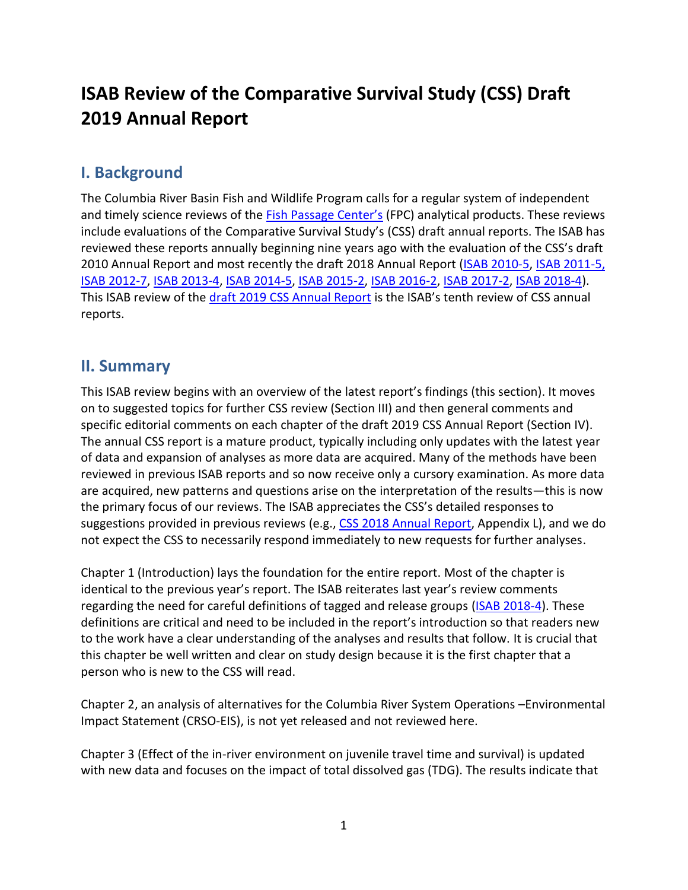# ISAB Review of the Comparative Survival Study (CSS) Draft 2019 Annual Report

## I. Background

The Columbia River Basin Fish and Wildlife Program calls for a regular system of independent and timely science reviews of the Fish Passage Center's (FPC) analytical products. These reviews include evaluations of the Comparative Survival Study's (CSS) draft annual reports. The ISAB has reviewed these reports annually beginning nine years ago with the evaluation of the CSS's draft 2010 Annual Report and most recently the draft 2018 Annual Report (ISAB 2010-5, ISAB 2011-5, ISAB 2012-7, ISAB 2013-4, ISAB 2014-5, ISAB 2015-2, ISAB 2016-2, ISAB 2017-2, ISAB 2018-4). This ISAB review of the draft 2019 CSS Annual Report is the ISAB's tenth review of CSS annual reports.

## II. Summary

This ISAB review begins with an overview of the latest report's findings (this section). It moves on to suggested topics for further CSS review (Section III) and then general comments and specific editorial comments on each chapter of the draft 2019 CSS Annual Report (Section IV). The annual CSS report is a mature product, typically including only updates with the latest year of data and expansion of analyses as more data are acquired. Many of the methods have been reviewed in previous ISAB reports and so now receive only a cursory examination. As more data are acquired, new patterns and questions arise on the interpretation of the results—this is now the primary focus of our reviews. The ISAB appreciates the CSS's detailed responses to suggestions provided in previous reviews (e.g., CSS 2018 Annual Report, Appendix L), and we do not expect the CSS to necessarily respond immediately to new requests for further analyses.

Chapter 1 (Introduction) lays the foundation for the entire report. Most of the chapter is identical to the previous year's report. The ISAB reiterates last year's review comments regarding the need for careful definitions of tagged and release groups (ISAB 2018-4). These definitions are critical and need to be included in the report's introduction so that readers new to the work have a clear understanding of the analyses and results that follow. It is crucial that this chapter be well written and clear on study design because it is the first chapter that a person who is new to the CSS will read.

Chapter 2, an analysis of alternatives for the Columbia River System Operations –Environmental Impact Statement (CRSO-EIS), is not yet released and not reviewed here.

Chapter 3 (Effect of the in-river environment on juvenile travel time and survival) is updated with new data and focuses on the impact of total dissolved gas (TDG). The results indicate that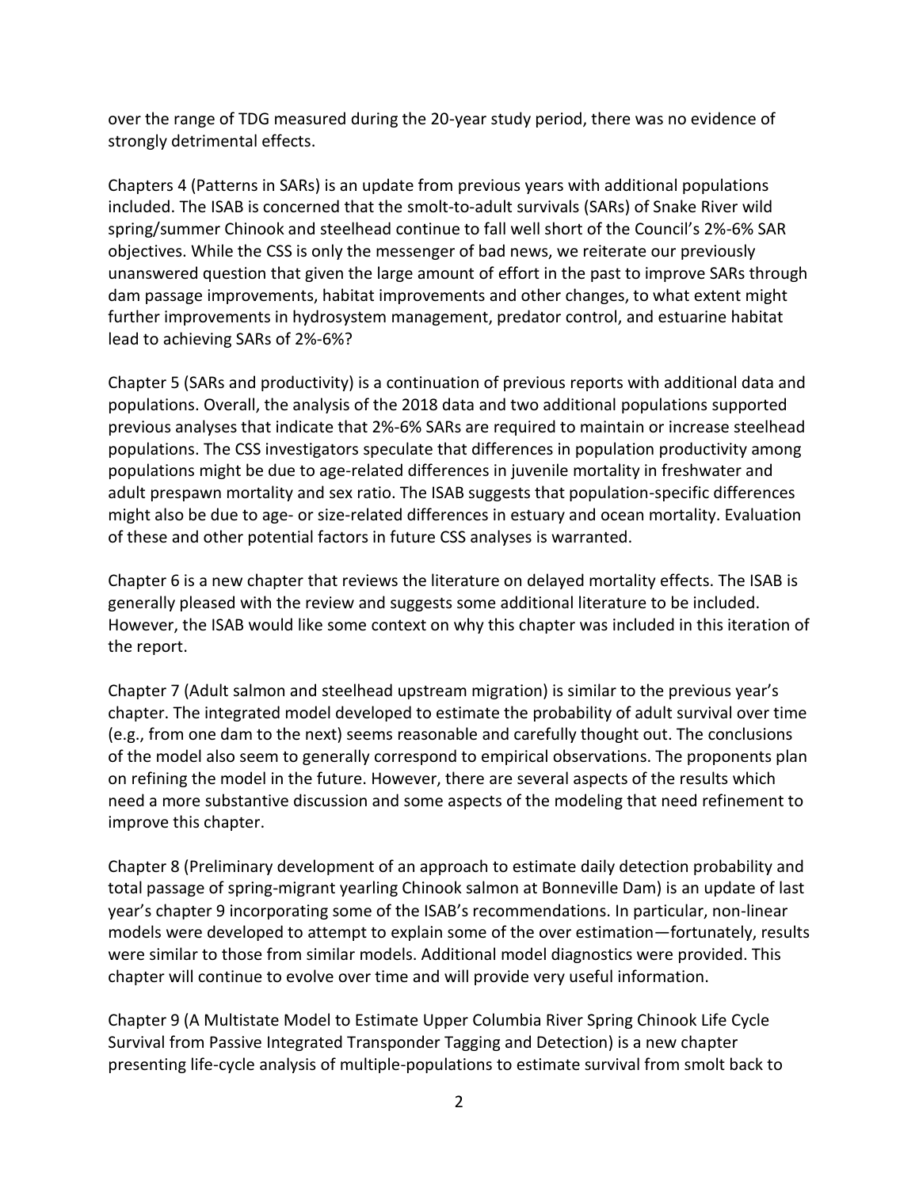over the range of TDG measured during the 20-year study period, there was no evidence of strongly detrimental effects.

Chapters 4 (Patterns in SARs) is an update from previous years with additional populations included. The ISAB is concerned that the smolt-to-adult survivals (SARs) of Snake River wild spring/summer Chinook and steelhead continue to fall well short of the Council's 2%-6% SAR objectives. While the CSS is only the messenger of bad news, we reiterate our previously unanswered question that given the large amount of effort in the past to improve SARs through dam passage improvements, habitat improvements and other changes, to what extent might further improvements in hydrosystem management, predator control, and estuarine habitat lead to achieving SARs of 2%-6%?

Chapter 5 (SARs and productivity) is a continuation of previous reports with additional data and populations. Overall, the analysis of the 2018 data and two additional populations supported previous analyses that indicate that 2%-6% SARs are required to maintain or increase steelhead populations. The CSS investigators speculate that differences in population productivity among populations might be due to age-related differences in juvenile mortality in freshwater and adult prespawn mortality and sex ratio. The ISAB suggests that population-specific differences might also be due to age- or size-related differences in estuary and ocean mortality. Evaluation of these and other potential factors in future CSS analyses is warranted.

Chapter 6 is a new chapter that reviews the literature on delayed mortality effects. The ISAB is generally pleased with the review and suggests some additional literature to be included. However, the ISAB would like some context on why this chapter was included in this iteration of the report.

Chapter 7 (Adult salmon and steelhead upstream migration) is similar to the previous year's chapter. The integrated model developed to estimate the probability of adult survival over time (e.g., from one dam to the next) seems reasonable and carefully thought out. The conclusions of the model also seem to generally correspond to empirical observations. The proponents plan on refining the model in the future. However, there are several aspects of the results which need a more substantive discussion and some aspects of the modeling that need refinement to improve this chapter.

Chapter 8 (Preliminary development of an approach to estimate daily detection probability and total passage of spring-migrant yearling Chinook salmon at Bonneville Dam) is an update of last year's chapter 9 incorporating some of the ISAB's recommendations. In particular, non-linear models were developed to attempt to explain some of the over estimation—fortunately, results were similar to those from similar models. Additional model diagnostics were provided. This chapter will continue to evolve over time and will provide very useful information.

Chapter 9 (A Multistate Model to Estimate Upper Columbia River Spring Chinook Life Cycle Survival from Passive Integrated Transponder Tagging and Detection) is a new chapter presenting life-cycle analysis of multiple-populations to estimate survival from smolt back to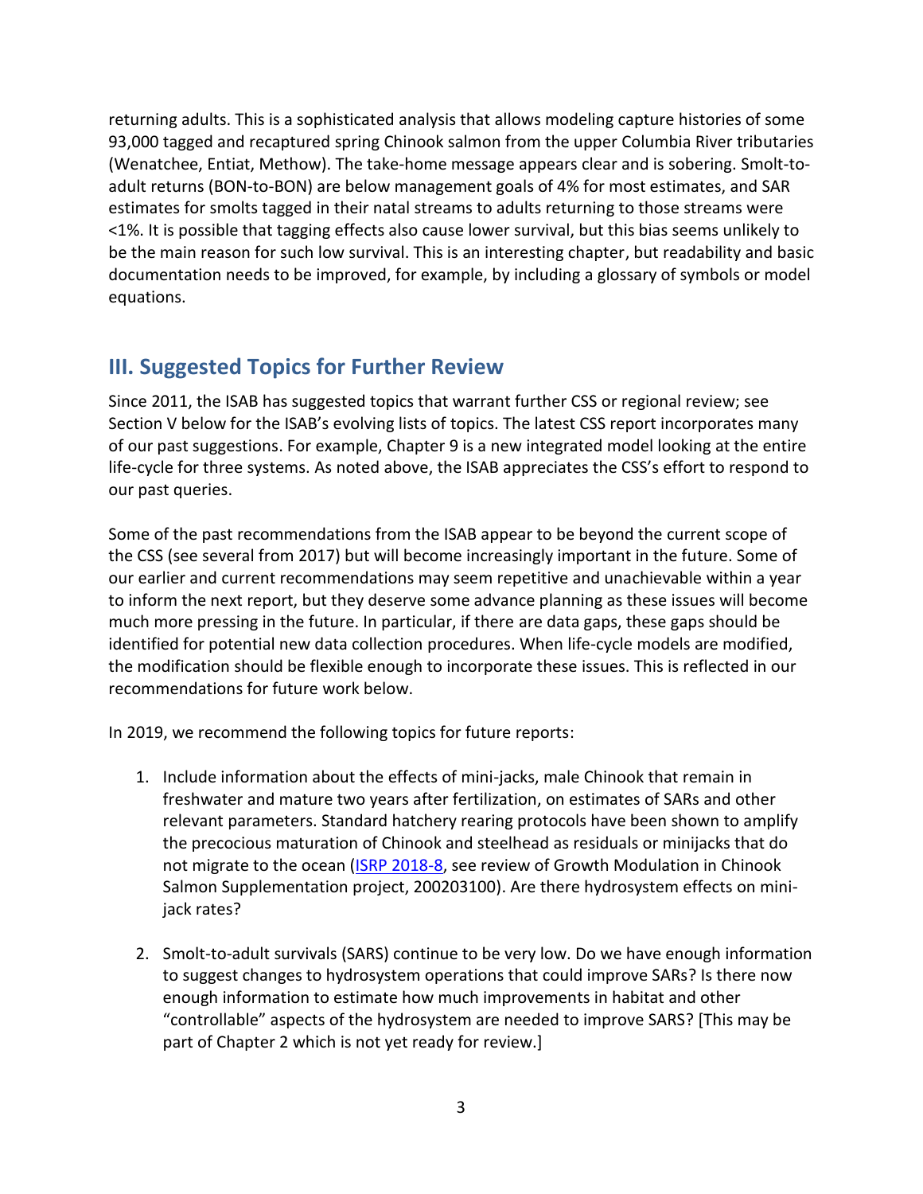returning adults. This is a sophisticated analysis that allows modeling capture histories of some 93,000 tagged and recaptured spring Chinook salmon from the upper Columbia River tributaries (Wenatchee, Entiat, Methow). The take-home message appears clear and is sobering. Smolt-to-adult returns (BON-to-BON) are below management goals of 4% for most estimates, and SAR estimates for smolts tagged in their natal streams to adults returning to those streams were <1%. It is possible that tagging effects also cause lower survival, but this bias seems unlikely to be the main reason for such low survival. This is an interesting chapter, but readability and basic documentation needs to be improved, for example, by including a glossary of symbols or model equations.

## III. Suggested Topics for Further Review

Since 2011, the ISAB has suggested topics that warrant further CSS or regional review; see Section V below for the ISAB's evolving lists of topics. The latest CSS report incorporates many of our past suggestions. For example, Chapter 9 is a new integrated model looking at the entire life-cycle for three systems. As noted above, the ISAB appreciates the CSS's effort to respond to our past queries.

Some of the past recommendations from the ISAB appear to be beyond the current scope of the CSS (see several from 2017) but will become increasingly important in the future. Some of our earlier and current recommendations may seem repetitive and unachievable within a year to inform the next report, but they deserve some advance planning as these issues will become much more pressing in the future. In particular, if there are data gaps, these gaps should be identified for potential new data collection procedures. When life-cycle models are modified, the modification should be flexible enough to incorporate these issues. This is reflected in our recommendations for future work below.

In 2019, we recommend the following topics for future reports:

1. Include information about the effects of mini-jacks, male Chinook that remain in freshwater and mature two years after fertilization, on estimates of SARs and other relevant parameters. Standard hatchery rearing protocols have been shown to amplify the precocious maturation of Chinook and steelhead as residuals or minijacks that do not migrate to the ocean (ISRP 2018-8, see review of Growth Modulation in Chinook Salmon Supplementation project, 200203100). Are there hydrosystem effects on mini-jack rates?

2. Smolt-to-adult survivals (SARS) continue to be very low. Do we have enough information to suggest changes to hydrosystem operations that could improve SARs? Is there now enough information to estimate how much improvements in habitat and other "controllable" aspects of the hydrosystem are needed to improve SARS? [This may be part of Chapter 2 which is not yet ready for review.]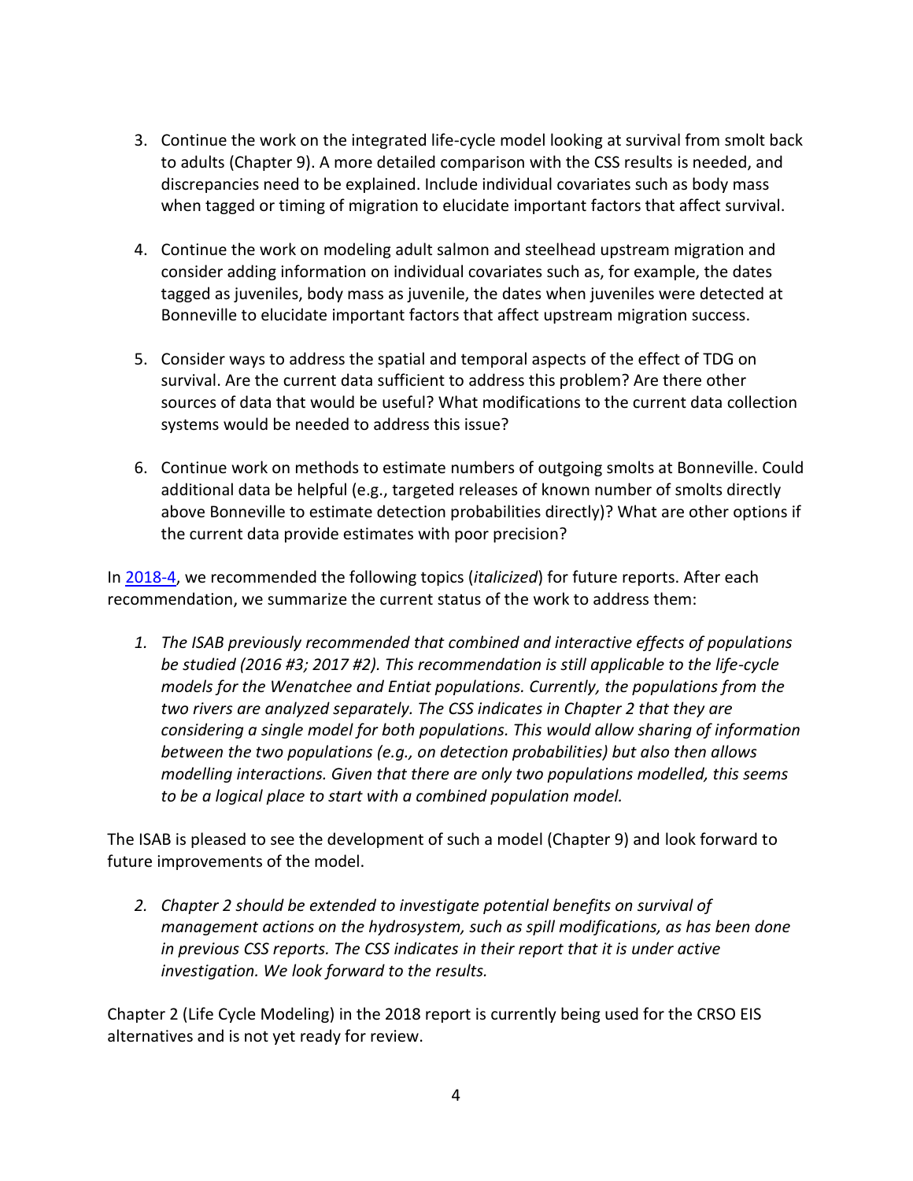3. Continue the work on the integrated life-cycle model looking at survival from smolt back to adults (Chapter 9). A more detailed comparison with the CSS results is needed, and discrepancies need to be explained. Include individual covariates such as body mass when tagged or timing of migration to elucidate important factors that affect survival.

4. Continue the work on modeling adult salmon and steelhead upstream migration and consider adding information on individual covariates such as, for example, the dates tagged as juveniles, body mass as juvenile, the dates when juveniles were detected at Bonneville to elucidate important factors that affect upstream migration success.

5. Consider ways to address the spatial and temporal aspects of the effect of TDG on survival. Are the current data sufficient to address this problem? Are there other sources of data that would be useful? What modifications to the current data collection systems would be needed to address this issue?

6. Continue work on methods to estimate numbers of outgoing smolts at Bonneville. Could additional data be helpful (e.g., targeted releases of known number of smolts directly above Bonneville to estimate detection probabilities directly)? What are other options if the current data provide estimates with poor precision?

In [2018-4](), we recommended the following topics (*italicized*) for future reports. After each recommendation, we summarize the current status of the work to address them:

1. *The ISAB previously recommended that combined and interactive effects of populations be studied (2016 #3; 2017 #2). This recommendation is still applicable to the life-cycle models for the Wenatchee and Entiat populations. Currently, the populations from the two rivers are analyzed separately. The CSS indicates in Chapter 2 that they are considering a single model for both populations. This would allow sharing of information between the two populations (e.g., on detection probabilities) but also then allows modelling interactions. Given that there are only two populations modelled, this seems to be a logical place to start with a combined population model.*

The ISAB is pleased to see the development of such a model (Chapter 9) and look forward to future improvements of the model.

2. *Chapter 2 should be extended to investigate potential benefits on survival of management actions on the hydrosystem, such as spill modifications, as has been done in previous CSS reports. The CSS indicates in their report that it is under active investigation. We look forward to the results.*

Chapter 2 (Life Cycle Modeling) in the 2018 report is currently being used for the CRSO EIS alternatives and is not yet ready for review.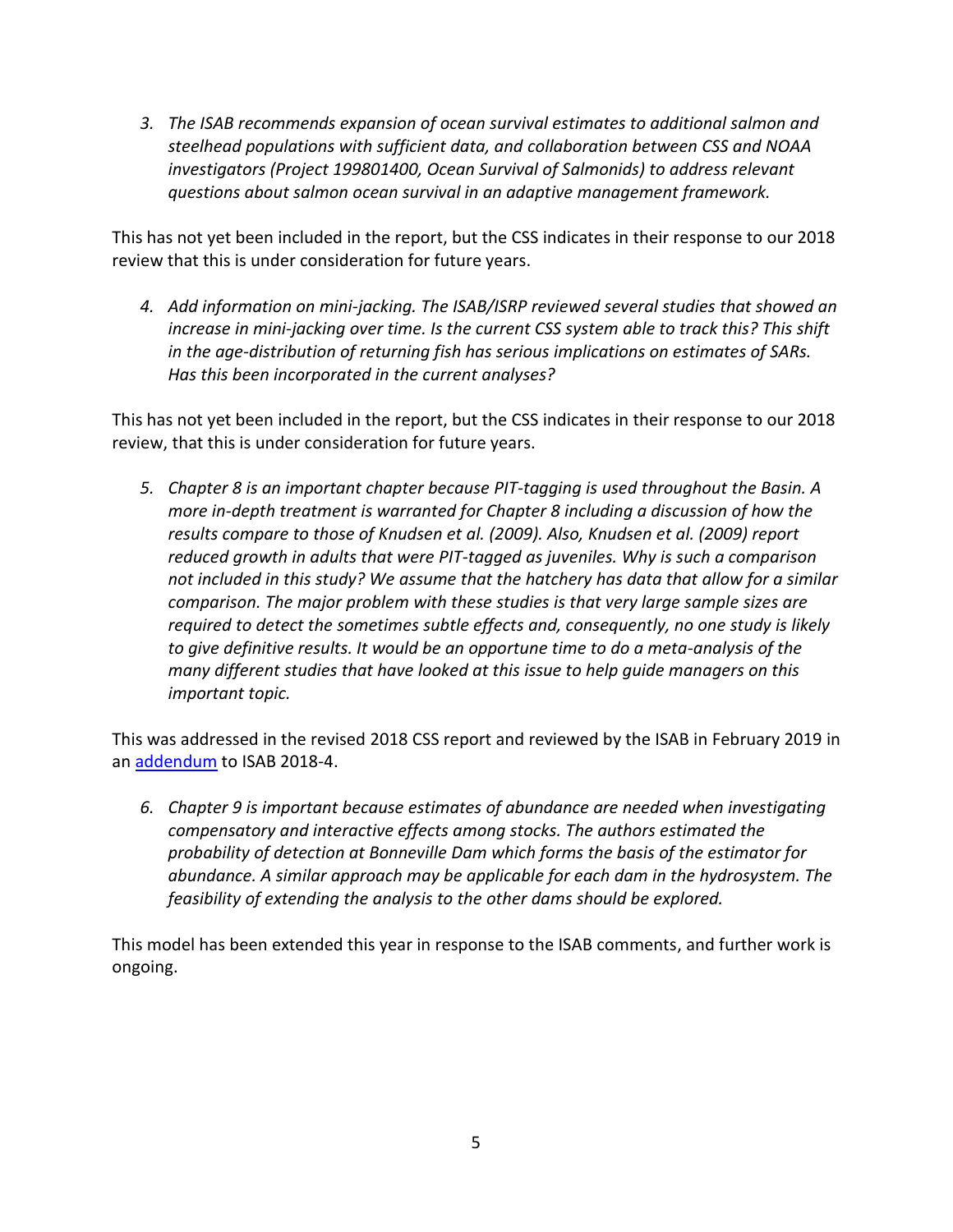3. *The ISAB recommends expansion of ocean survival estimates to additional salmon and steelhead populations with sufficient data, and collaboration between CSS and NOAA investigators (Project 199801400, Ocean Survival of Salmonids) to address relevant questions about salmon ocean survival in an adaptive management framework.*

This has not yet been included in the report, but the CSS indicates in their response to our 2018 review that this is under consideration for future years.

4. *Add information on mini-jacking. The ISAB/ISRP reviewed several studies that showed an increase in mini-jacking over time. Is the current CSS system able to track this? This shift in the age-distribution of returning fish has serious implications on estimates of SARs. Has this been incorporated in the current analyses?*

This has not yet been included in the report, but the CSS indicates in their response to our 2018 review, that this is under consideration for future years.

5. *Chapter 8 is an important chapter because PIT-tagging is used throughout the Basin. A more in-depth treatment is warranted for Chapter 8 including a discussion of how the results compare to those of Knudsen et al. (2009). Also, Knudsen et al. (2009) report reduced growth in adults that were PIT-tagged as juveniles. Why is such a comparison not included in this study? We assume that the hatchery has data that allow for a similar comparison. The major problem with these studies is that very large sample sizes are required to detect the sometimes subtle effects and, consequently, no one study is likely to give definitive results. It would be an opportune time to do a meta-analysis of the many different studies that have looked at this issue to help guide managers on this important topic.*

This was addressed in the revised 2018 CSS report and reviewed by the ISAB in February 2019 in an addendum to ISAB 2018-4.

6. *Chapter 9 is important because estimates of abundance are needed when investigating compensatory and interactive effects among stocks. The authors estimated the probability of detection at Bonneville Dam which forms the basis of the estimator for abundance. A similar approach may be applicable for each dam in the hydrosystem. The feasibility of extending the analysis to the other dams should be explored.*

This model has been extended this year in response to the ISAB comments, and further work is ongoing.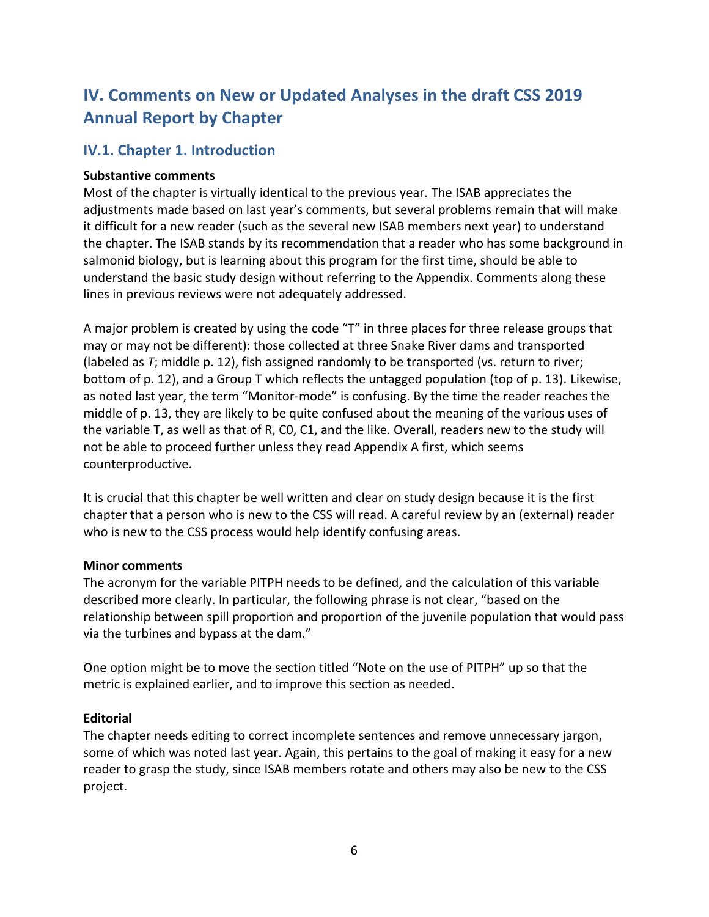# IV. Comments on New or Updated Analyses in the draft CSS 2019 Annual Report by Chapter

## IV.1. Chapter 1. Introduction

**Substantive comments**

Most of the chapter is virtually identical to the previous year. The ISAB appreciates the adjustments made based on last year's comments, but several problems remain that will make it difficult for a new reader (such as the several new ISAB members next year) to understand the chapter. The ISAB stands by its recommendation that a reader who has some background in salmonid biology, but is learning about this program for the first time, should be able to understand the basic study design without referring to the Appendix. Comments along these lines in previous reviews were not adequately addressed.

A major problem is created by using the code "T" in three places for three release groups that may or may not be different): those collected at three Snake River dams and transported (labeled as *T*; middle p. 12), fish assigned randomly to be transported (vs. return to river; bottom of p. 12), and a Group T which reflects the untagged population (top of p. 13). Likewise, as noted last year, the term "Monitor-mode" is confusing. By the time the reader reaches the middle of p. 13, they are likely to be quite confused about the meaning of the various uses of the variable T, as well as that of R, C0, C1, and the like. Overall, readers new to the study will not be able to proceed further unless they read Appendix A first, which seems counterproductive.

It is crucial that this chapter be well written and clear on study design because it is the first chapter that a person who is new to the CSS will read. A careful review by an (external) reader who is new to the CSS process would help identify confusing areas.

**Minor comments**

The acronym for the variable PITPH needs to be defined, and the calculation of this variable described more clearly. In particular, the following phrase is not clear, "based on the relationship between spill proportion and proportion of the juvenile population that would pass via the turbines and bypass at the dam."

One option might be to move the section titled "Note on the use of PITPH" up so that the metric is explained earlier, and to improve this section as needed.

**Editorial**

The chapter needs editing to correct incomplete sentences and remove unnecessary jargon, some of which was noted last year. Again, this pertains to the goal of making it easy for a new reader to grasp the study, since ISAB members rotate and others may also be new to the CSS project.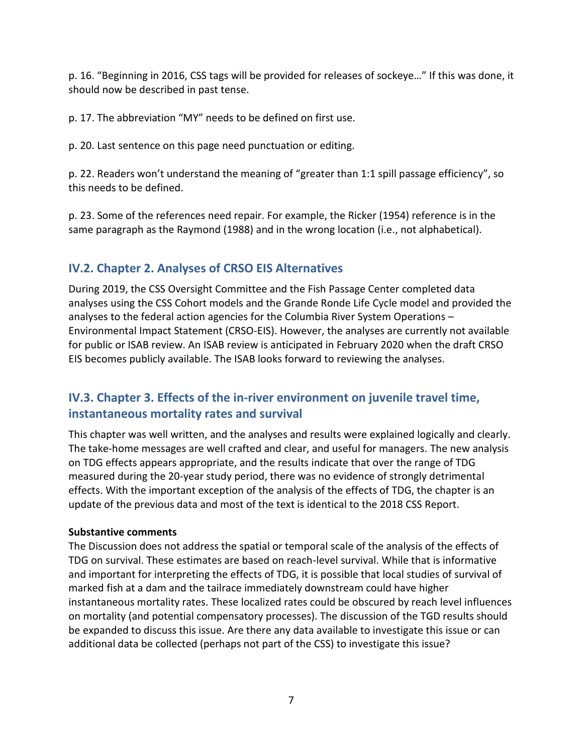p. 16. “Beginning in 2016, CSS tags will be provided for releases of sockeye…” If this was done, it should now be described in past tense.

p. 17. The abbreviation “MY” needs to be defined on first use.

p. 20. Last sentence on this page need punctuation or editing.

p. 22. Readers won’t understand the meaning of “greater than 1:1 spill passage efficiency”, so this needs to be defined.

p. 23. Some of the references need repair. For example, the Ricker (1954) reference is in the same paragraph as the Raymond (1988) and in the wrong location (i.e., not alphabetical).

## IV.2. Chapter 2. Analyses of CRSO EIS Alternatives

During 2019, the CSS Oversight Committee and the Fish Passage Center completed data analyses using the CSS Cohort models and the Grande Ronde Life Cycle model and provided the analyses to the federal action agencies for the Columbia River System Operations – Environmental Impact Statement (CRSO-EIS). However, the analyses are currently not available for public or ISAB review. An ISAB review is anticipated in February 2020 when the draft CRSO EIS becomes publicly available. The ISAB looks forward to reviewing the analyses.

## IV.3. Chapter 3. Effects of the in-river environment on juvenile travel time, instantaneous mortality rates and survival

This chapter was well written, and the analyses and results were explained logically and clearly. The take-home messages are well crafted and clear, and useful for managers. The new analysis on TDG effects appears appropriate, and the results indicate that over the range of TDG measured during the 20-year study period, there was no evidence of strongly detrimental effects. With the important exception of the analysis of the effects of TDG, the chapter is an update of the previous data and most of the text is identical to the 2018 CSS Report.

**Substantive comments**

The Discussion does not address the spatial or temporal scale of the analysis of the effects of TDG on survival. These estimates are based on reach-level survival. While that is informative and important for interpreting the effects of TDG, it is possible that local studies of survival of marked fish at a dam and the tailrace immediately downstream could have higher instantaneous mortality rates. These localized rates could be obscured by reach level influences on mortality (and potential compensatory processes). The discussion of the TGD results should be expanded to discuss this issue. Are there any data available to investigate this issue or can additional data be collected (perhaps not part of the CSS) to investigate this issue?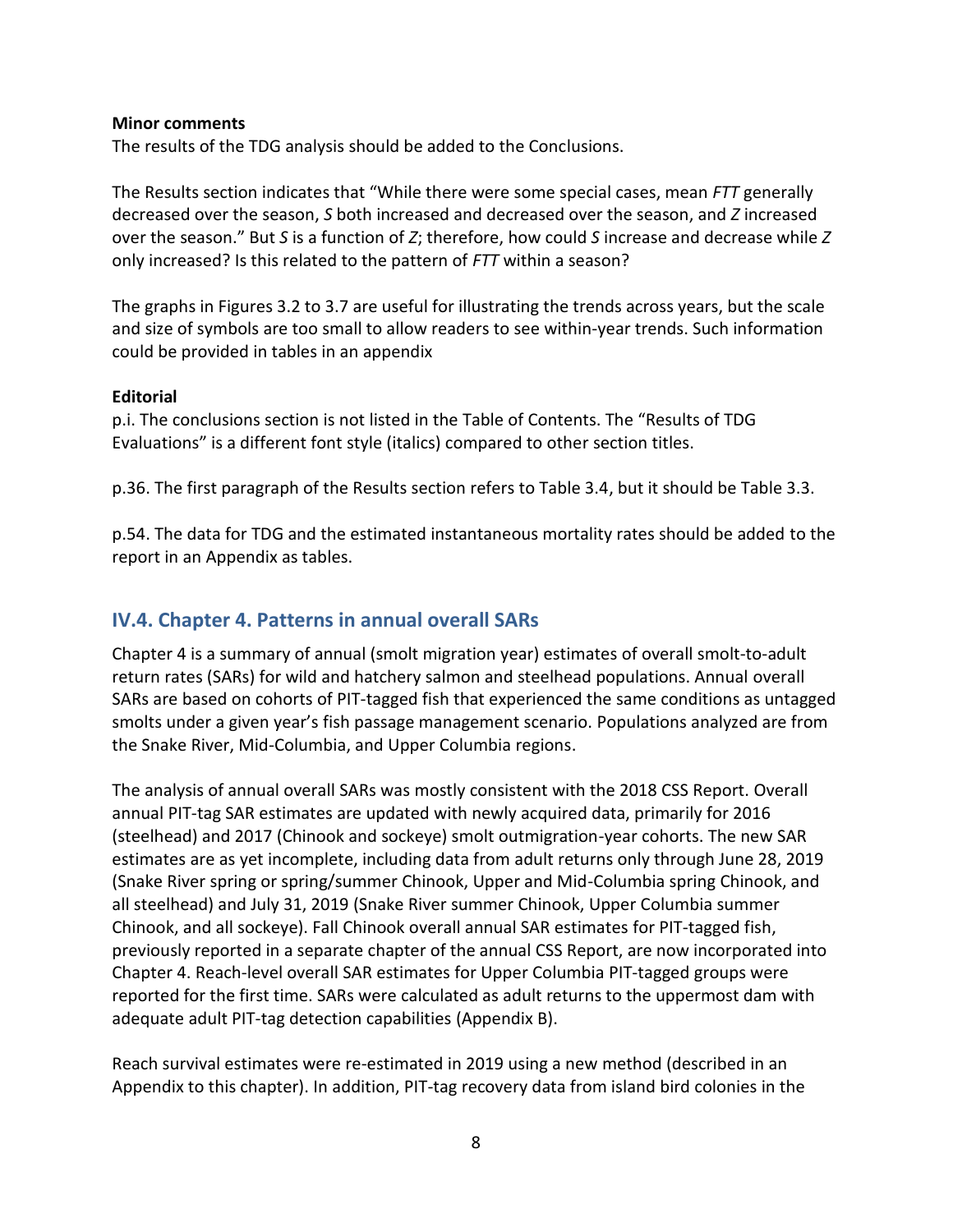**Minor comments**

The results of the TDG analysis should be added to the Conclusions.

The Results section indicates that "While there were some special cases, mean *FTT* generally decreased over the season, *S* both increased and decreased over the season, and *Z* increased over the season." But *S* is a function of *Z*; therefore, how could *S* increase and decrease while *Z* only increased? Is this related to the pattern of *FTT* within a season?

The graphs in Figures 3.2 to 3.7 are useful for illustrating the trends across years, but the scale and size of symbols are too small to allow readers to see within-year trends. Such information could be provided in tables in an appendix

**Editorial**

p.i. The conclusions section is not listed in the Table of Contents. The "Results of TDG Evaluations" is a different font style (italics) compared to other section titles.

p.36. The first paragraph of the Results section refers to Table 3.4, but it should be Table 3.3.

p.54. The data for TDG and the estimated instantaneous mortality rates should be added to the report in an Appendix as tables.

## IV.4. Chapter 4. Patterns in annual overall SARs

Chapter 4 is a summary of annual (smolt migration year) estimates of overall smolt-to-adult return rates (SARs) for wild and hatchery salmon and steelhead populations. Annual overall SARs are based on cohorts of PIT-tagged fish that experienced the same conditions as untagged smolts under a given year's fish passage management scenario. Populations analyzed are from the Snake River, Mid-Columbia, and Upper Columbia regions.

The analysis of annual overall SARs was mostly consistent with the 2018 CSS Report. Overall annual PIT-tag SAR estimates are updated with newly acquired data, primarily for 2016 (steelhead) and 2017 (Chinook and sockeye) smolt outmigration-year cohorts. The new SAR estimates are as yet incomplete, including data from adult returns only through June 28, 2019 (Snake River spring or spring/summer Chinook, Upper and Mid-Columbia spring Chinook, and all steelhead) and July 31, 2019 (Snake River summer Chinook, Upper Columbia summer Chinook, and all sockeye). Fall Chinook overall annual SAR estimates for PIT-tagged fish, previously reported in a separate chapter of the annual CSS Report, are now incorporated into Chapter 4. Reach-level overall SAR estimates for Upper Columbia PIT-tagged groups were reported for the first time. SARs were calculated as adult returns to the uppermost dam with adequate adult PIT-tag detection capabilities (Appendix B).

Reach survival estimates were re-estimated in 2019 using a new method (described in an Appendix to this chapter). In addition, PIT-tag recovery data from island bird colonies in the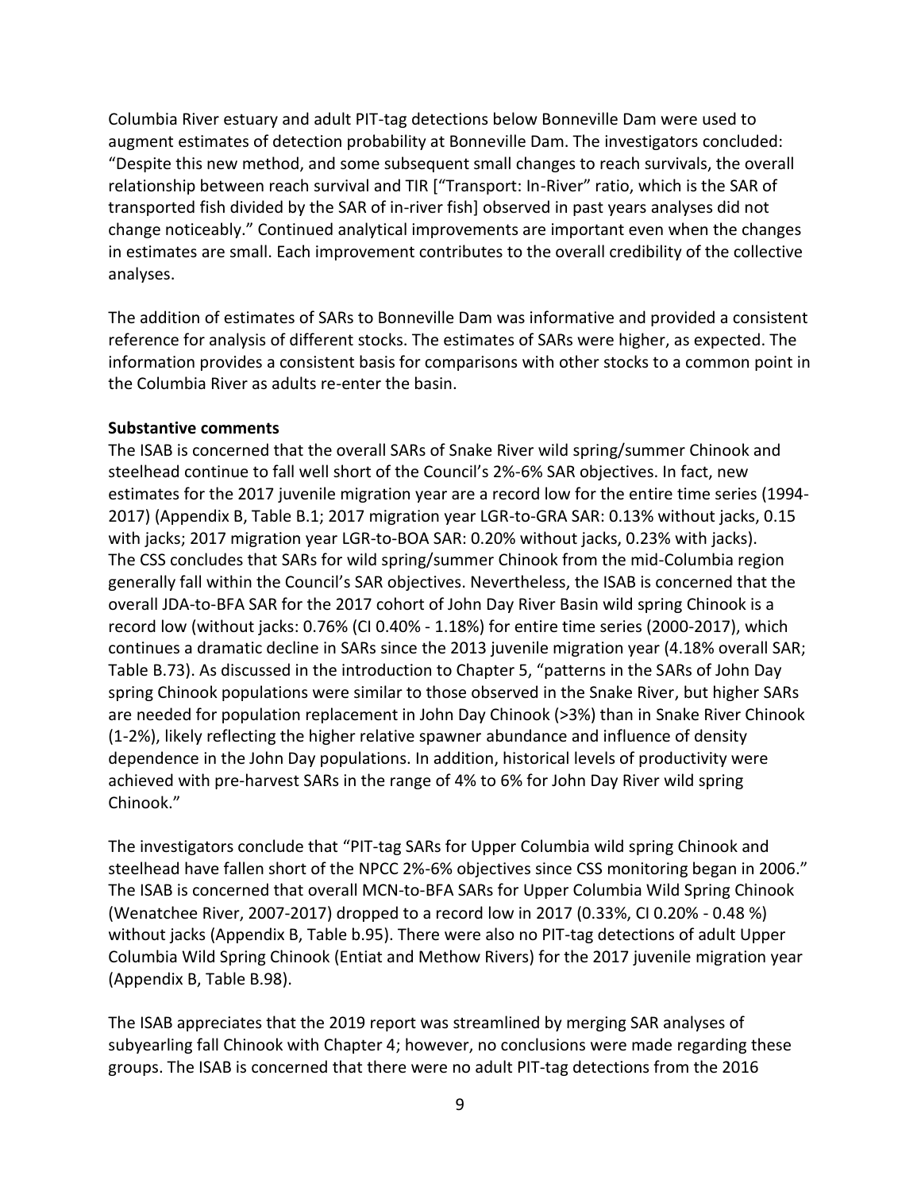Columbia River estuary and adult PIT-tag detections below Bonneville Dam were used to augment estimates of detection probability at Bonneville Dam. The investigators concluded: "Despite this new method, and some subsequent small changes to reach survivals, the overall relationship between reach survival and TIR ["Transport: In-River" ratio, which is the SAR of transported fish divided by the SAR of in-river fish] observed in past years analyses did not change noticeably." Continued analytical improvements are important even when the changes in estimates are small. Each improvement contributes to the overall credibility of the collective analyses.

The addition of estimates of SARs to Bonneville Dam was informative and provided a consistent reference for analysis of different stocks. The estimates of SARs were higher, as expected. The information provides a consistent basis for comparisons with other stocks to a common point in the Columbia River as adults re-enter the basin.

**Substantive comments**

The ISAB is concerned that the overall SARs of Snake River wild spring/summer Chinook and steelhead continue to fall well short of the Council's 2%-6% SAR objectives. In fact, new estimates for the 2017 juvenile migration year are a record low for the entire time series (1994-2017) (Appendix B, Table B.1; 2017 migration year LGR-to-GRA SAR: 0.13% without jacks, 0.15 with jacks; 2017 migration year LGR-to-BOA SAR: 0.20% without jacks, 0.23% with jacks). The CSS concludes that SARs for wild spring/summer Chinook from the mid-Columbia region generally fall within the Council's SAR objectives. Nevertheless, the ISAB is concerned that the overall JDA-to-BFA SAR for the 2017 cohort of John Day River Basin wild spring Chinook is a record low (without jacks: 0.76% (CI 0.40% - 1.18%) for entire time series (2000-2017), which continues a dramatic decline in SARs since the 2013 juvenile migration year (4.18% overall SAR; Table B.73). As discussed in the introduction to Chapter 5, "patterns in the SARs of John Day spring Chinook populations were similar to those observed in the Snake River, but higher SARs are needed for population replacement in John Day Chinook (>3%) than in Snake River Chinook (1-2%), likely reflecting the higher relative spawner abundance and influence of density dependence in the John Day populations. In addition, historical levels of productivity were achieved with pre-harvest SARs in the range of 4% to 6% for John Day River wild spring Chinook."

The investigators conclude that "PIT-tag SARs for Upper Columbia wild spring Chinook and steelhead have fallen short of the NPCC 2%-6% objectives since CSS monitoring began in 2006." The ISAB is concerned that overall MCN-to-BFA SARs for Upper Columbia Wild Spring Chinook (Wenatchee River, 2007-2017) dropped to a record low in 2017 (0.33%, CI 0.20% - 0.48 %) without jacks (Appendix B, Table b.95). There were also no PIT-tag detections of adult Upper Columbia Wild Spring Chinook (Entiat and Methow Rivers) for the 2017 juvenile migration year (Appendix B, Table B.98).

The ISAB appreciates that the 2019 report was streamlined by merging SAR analyses of subyearling fall Chinook with Chapter 4; however, no conclusions were made regarding these groups. The ISAB is concerned that there were no adult PIT-tag detections from the 2016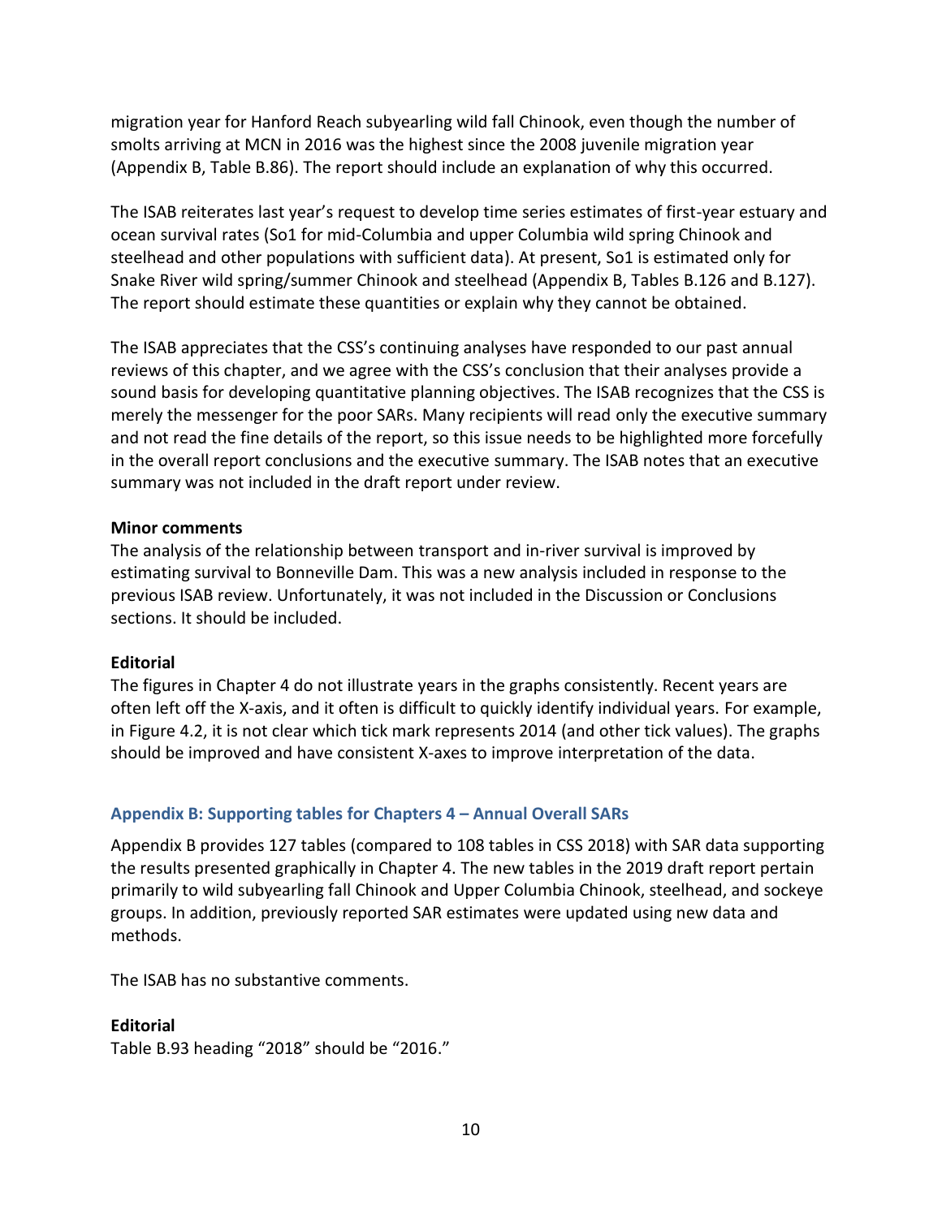migration year for Hanford Reach subyearling wild fall Chinook, even though the number of smolts arriving at MCN in 2016 was the highest since the 2008 juvenile migration year (Appendix B, Table B.86). The report should include an explanation of why this occurred.

The ISAB reiterates last year's request to develop time series estimates of first-year estuary and ocean survival rates (So1 for mid-Columbia and upper Columbia wild spring Chinook and steelhead and other populations with sufficient data). At present, So1 is estimated only for Snake River wild spring/summer Chinook and steelhead (Appendix B, Tables B.126 and B.127). The report should estimate these quantities or explain why they cannot be obtained.

The ISAB appreciates that the CSS's continuing analyses have responded to our past annual reviews of this chapter, and we agree with the CSS's conclusion that their analyses provide a sound basis for developing quantitative planning objectives. The ISAB recognizes that the CSS is merely the messenger for the poor SARs. Many recipients will read only the executive summary and not read the fine details of the report, so this issue needs to be highlighted more forcefully in the overall report conclusions and the executive summary. The ISAB notes that an executive summary was not included in the draft report under review.

**Minor comments**

The analysis of the relationship between transport and in-river survival is improved by estimating survival to Bonneville Dam. This was a new analysis included in response to the previous ISAB review. Unfortunately, it was not included in the Discussion or Conclusions sections. It should be included.

**Editorial**

The figures in Chapter 4 do not illustrate years in the graphs consistently. Recent years are often left off the X-axis, and it often is difficult to quickly identify individual years. For example, in Figure 4.2, it is not clear which tick mark represents 2014 (and other tick values). The graphs should be improved and have consistent X-axes to improve interpretation of the data.

### Appendix B: Supporting tables for Chapters 4 – Annual Overall SARs

Appendix B provides 127 tables (compared to 108 tables in CSS 2018) with SAR data supporting the results presented graphically in Chapter 4. The new tables in the 2019 draft report pertain primarily to wild subyearling fall Chinook and Upper Columbia Chinook, steelhead, and sockeye groups. In addition, previously reported SAR estimates were updated using new data and methods.

The ISAB has no substantive comments.

**Editorial**

Table B.93 heading "2018" should be "2016."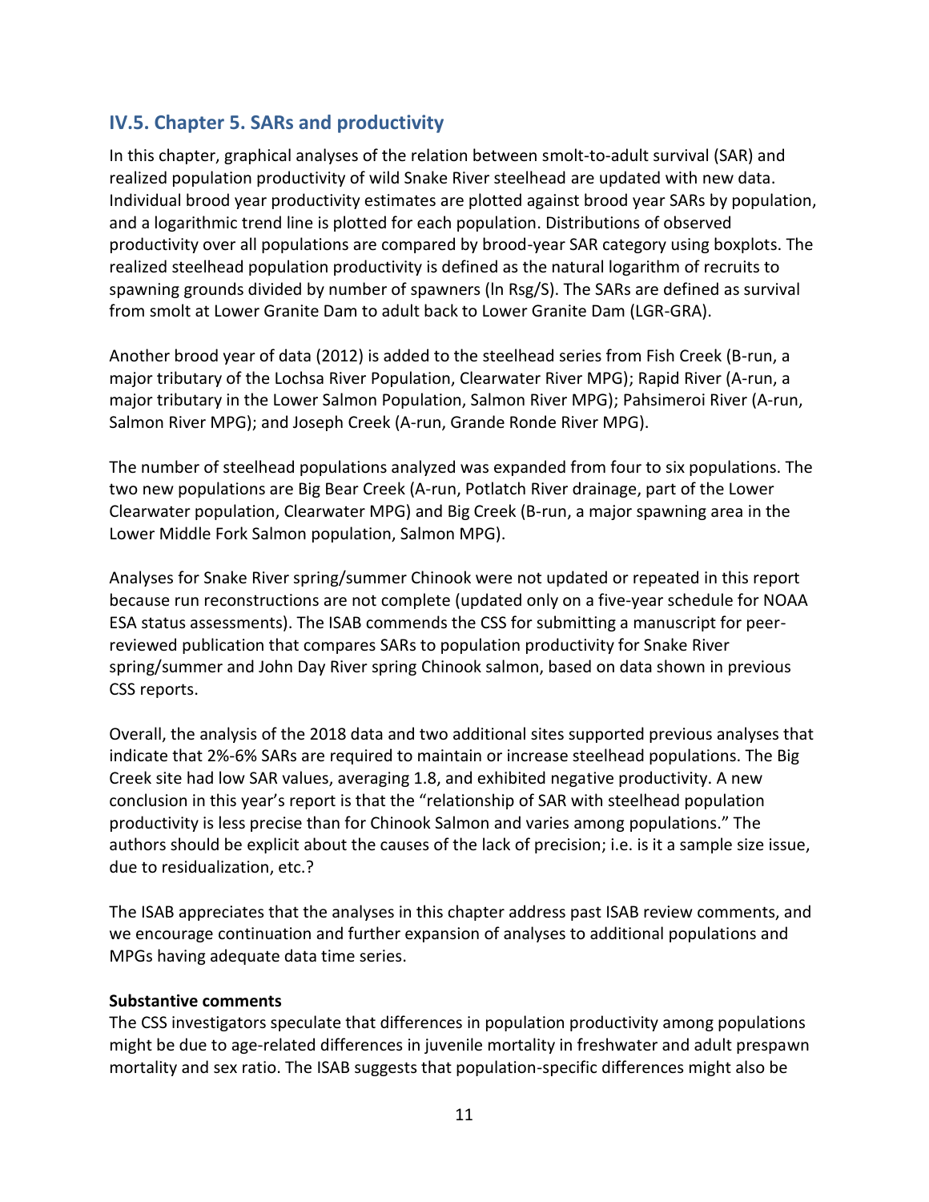## IV.5. Chapter 5. SARs and productivity

In this chapter, graphical analyses of the relation between smolt-to-adult survival (SAR) and realized population productivity of wild Snake River steelhead are updated with new data. Individual brood year productivity estimates are plotted against brood year SARs by population, and a logarithmic trend line is plotted for each population. Distributions of observed productivity over all populations are compared by brood-year SAR category using boxplots. The realized steelhead population productivity is defined as the natural logarithm of recruits to spawning grounds divided by number of spawners (ln Rsg/S). The SARs are defined as survival from smolt at Lower Granite Dam to adult back to Lower Granite Dam (LGR-GRA).

Another brood year of data (2012) is added to the steelhead series from Fish Creek (B-run, a major tributary of the Lochsa River Population, Clearwater River MPG); Rapid River (A-run, a major tributary in the Lower Salmon Population, Salmon River MPG); Pahsimeroi River (A-run, Salmon River MPG); and Joseph Creek (A-run, Grande Ronde River MPG).

The number of steelhead populations analyzed was expanded from four to six populations. The two new populations are Big Bear Creek (A-run, Potlatch River drainage, part of the Lower Clearwater population, Clearwater MPG) and Big Creek (B-run, a major spawning area in the Lower Middle Fork Salmon population, Salmon MPG).

Analyses for Snake River spring/summer Chinook were not updated or repeated in this report because run reconstructions are not complete (updated only on a five-year schedule for NOAA ESA status assessments). The ISAB commends the CSS for submitting a manuscript for peer-reviewed publication that compares SARs to population productivity for Snake River spring/summer and John Day River spring Chinook salmon, based on data shown in previous CSS reports.

Overall, the analysis of the 2018 data and two additional sites supported previous analyses that indicate that 2%-6% SARs are required to maintain or increase steelhead populations. The Big Creek site had low SAR values, averaging 1.8, and exhibited negative productivity. A new conclusion in this year's report is that the "relationship of SAR with steelhead population productivity is less precise than for Chinook Salmon and varies among populations." The authors should be explicit about the causes of the lack of precision; i.e. is it a sample size issue, due to residualization, etc.?

The ISAB appreciates that the analyses in this chapter address past ISAB review comments, and we encourage continuation and further expansion of analyses to additional populations and MPGs having adequate data time series.

**Substantive comments**

The CSS investigators speculate that differences in population productivity among populations might be due to age-related differences in juvenile mortality in freshwater and adult prespawn mortality and sex ratio. The ISAB suggests that population-specific differences might also be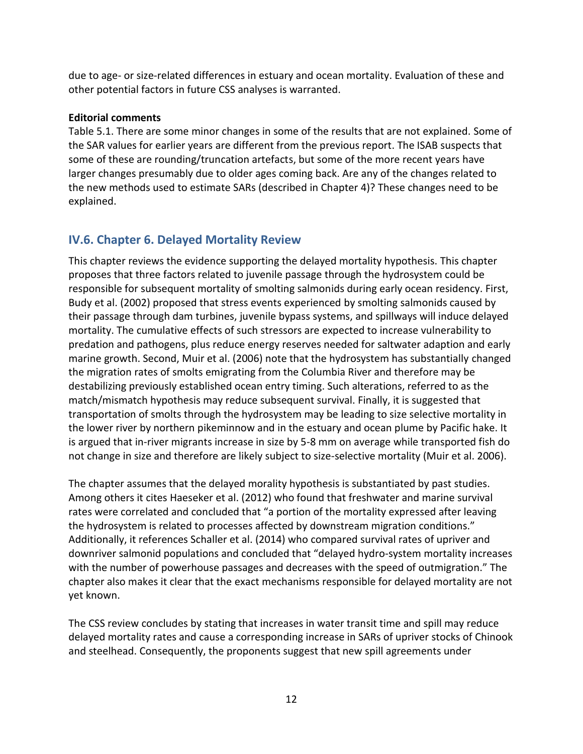due to age- or size-related differences in estuary and ocean mortality. Evaluation of these and other potential factors in future CSS analyses is warranted.

**Editorial comments**

Table 5.1. There are some minor changes in some of the results that are not explained. Some of the SAR values for earlier years are different from the previous report. The ISAB suspects that some of these are rounding/truncation artefacts, but some of the more recent years have larger changes presumably due to older ages coming back. Are any of the changes related to the new methods used to estimate SARs (described in Chapter 4)? These changes need to be explained.

## IV.6. Chapter 6. Delayed Mortality Review

This chapter reviews the evidence supporting the delayed mortality hypothesis. This chapter proposes that three factors related to juvenile passage through the hydrosystem could be responsible for subsequent mortality of smolting salmonids during early ocean residency. First, Budy et al. (2002) proposed that stress events experienced by smolting salmonids caused by their passage through dam turbines, juvenile bypass systems, and spillways will induce delayed mortality. The cumulative effects of such stressors are expected to increase vulnerability to predation and pathogens, plus reduce energy reserves needed for saltwater adaption and early marine growth. Second, Muir et al. (2006) note that the hydrosystem has substantially changed the migration rates of smolts emigrating from the Columbia River and therefore may be destabilizing previously established ocean entry timing. Such alterations, referred to as the match/mismatch hypothesis may reduce subsequent survival. Finally, it is suggested that transportation of smolts through the hydrosystem may be leading to size selective mortality in the lower river by northern pikeminnow and in the estuary and ocean plume by Pacific hake. It is argued that in-river migrants increase in size by 5-8 mm on average while transported fish do not change in size and therefore are likely subject to size-selective mortality (Muir et al. 2006).

The chapter assumes that the delayed morality hypothesis is substantiated by past studies. Among others it cites Haeseker et al. (2012) who found that freshwater and marine survival rates were correlated and concluded that "a portion of the mortality expressed after leaving the hydrosystem is related to processes affected by downstream migration conditions." Additionally, it references Schaller et al. (2014) who compared survival rates of upriver and downriver salmonid populations and concluded that "delayed hydro-system mortality increases with the number of powerhouse passages and decreases with the speed of outmigration." The chapter also makes it clear that the exact mechanisms responsible for delayed mortality are not yet known.

The CSS review concludes by stating that increases in water transit time and spill may reduce delayed mortality rates and cause a corresponding increase in SARs of upriver stocks of Chinook and steelhead. Consequently, the proponents suggest that new spill agreements under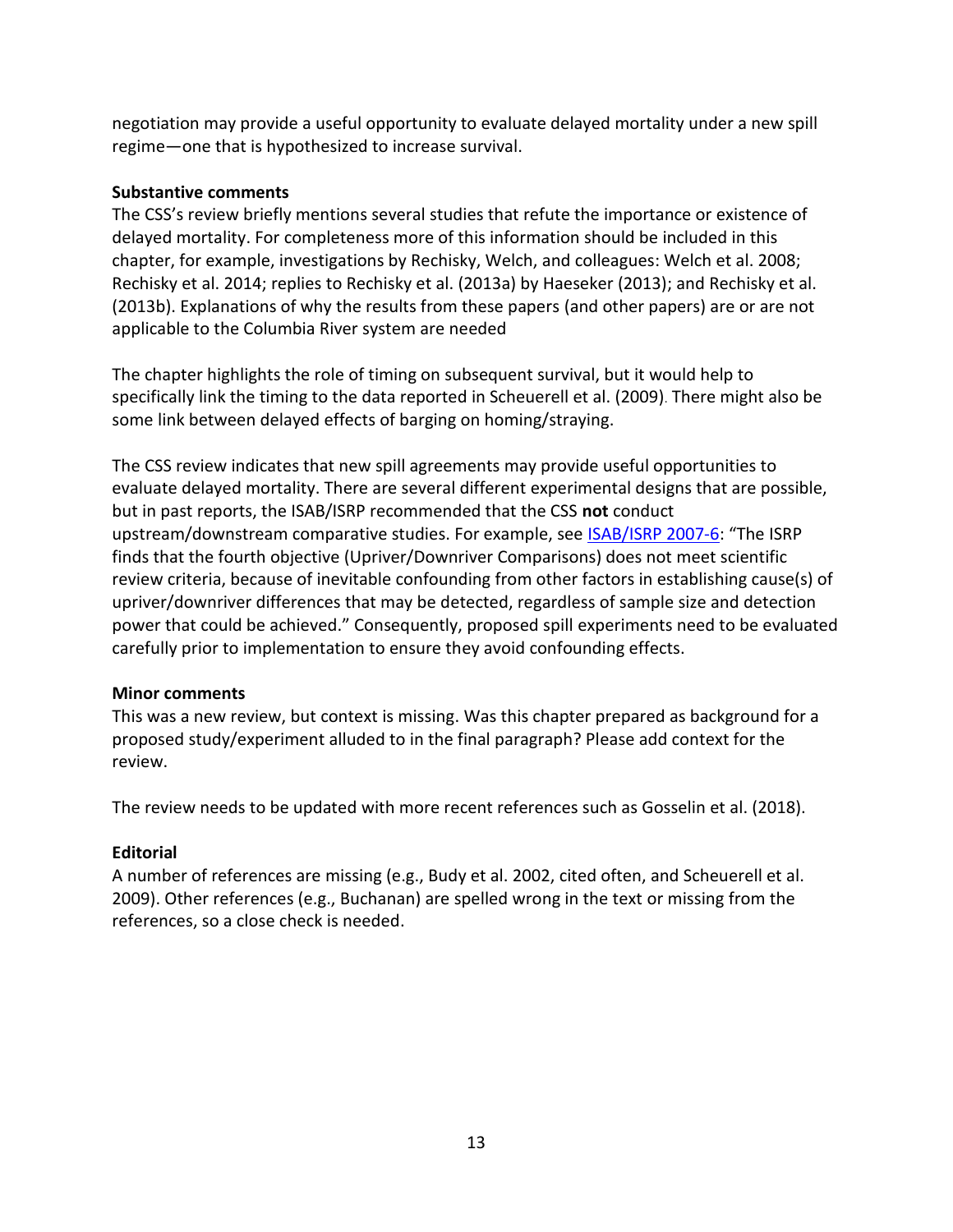negotiation may provide a useful opportunity to evaluate delayed mortality under a new spill regime—one that is hypothesized to increase survival.

**Substantive comments**

The CSS's review briefly mentions several studies that refute the importance or existence of delayed mortality. For completeness more of this information should be included in this chapter, for example, investigations by Rechisky, Welch, and colleagues: Welch et al. 2008; Rechisky et al. 2014; replies to Rechisky et al. (2013a) by Haeseker (2013); and Rechisky et al. (2013b). Explanations of why the results from these papers (and other papers) are or are not applicable to the Columbia River system are needed

The chapter highlights the role of timing on subsequent survival, but it would help to specifically link the timing to the data reported in Scheuerell et al. (2009). There might also be some link between delayed effects of barging on homing/straying.

The CSS review indicates that new spill agreements may provide useful opportunities to evaluate delayed mortality. There are several different experimental designs that are possible, but in past reports, the ISAB/ISRP recommended that the CSS **not** conduct upstream/downstream comparative studies. For example, see ISAB/ISRP 2007-6: "The ISRP finds that the fourth objective (Upriver/Downriver Comparisons) does not meet scientific review criteria, because of inevitable confounding from other factors in establishing cause(s) of upriver/downriver differences that may be detected, regardless of sample size and detection power that could be achieved." Consequently, proposed spill experiments need to be evaluated carefully prior to implementation to ensure they avoid confounding effects.

**Minor comments**

This was a new review, but context is missing. Was this chapter prepared as background for a proposed study/experiment alluded to in the final paragraph? Please add context for the review.

The review needs to be updated with more recent references such as Gosselin et al. (2018).

**Editorial**

A number of references are missing (e.g., Budy et al. 2002, cited often, and Scheuerell et al. 2009). Other references (e.g., Buchanan) are spelled wrong in the text or missing from the references, so a close check is needed.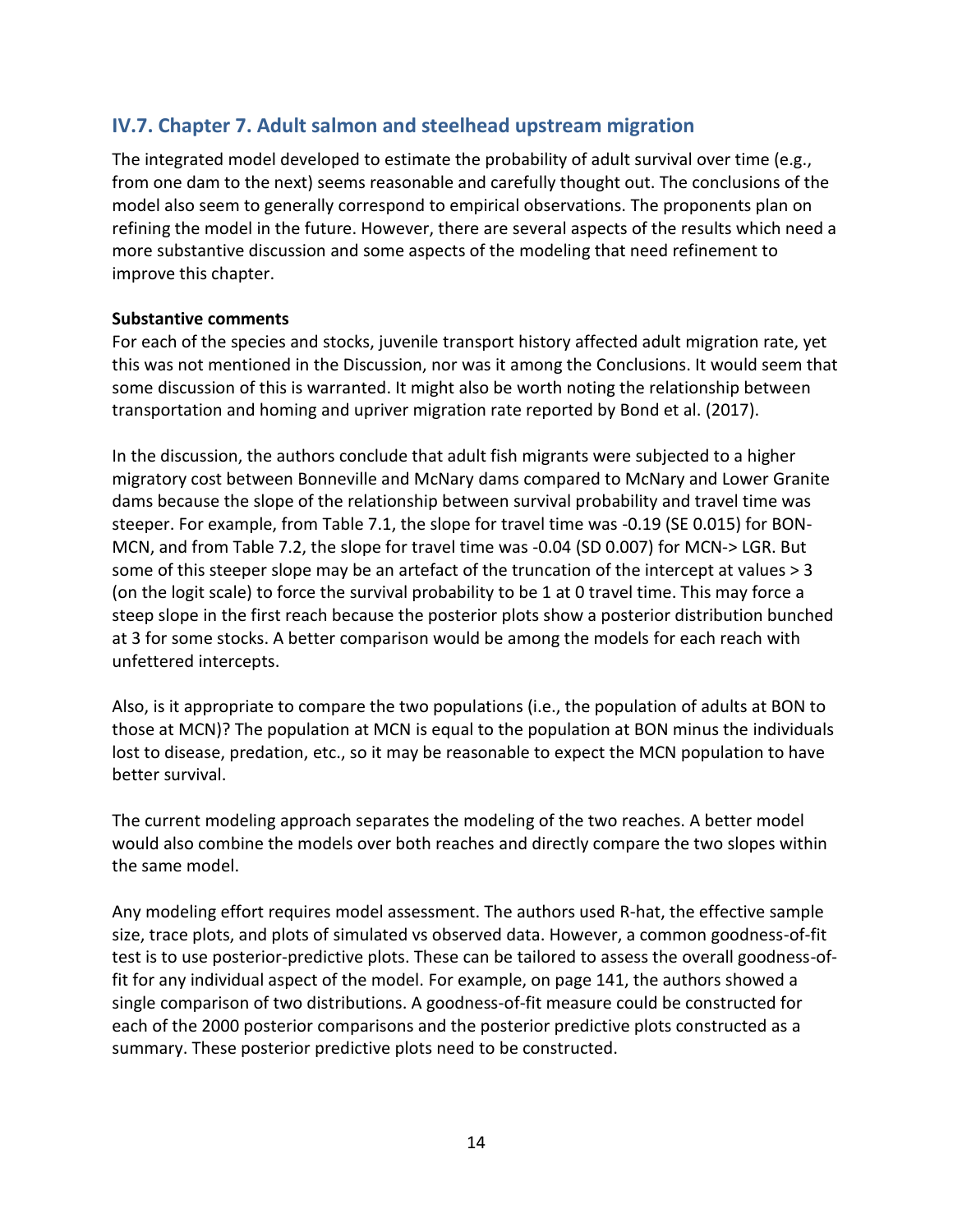## IV.7. Chapter 7. Adult salmon and steelhead upstream migration

The integrated model developed to estimate the probability of adult survival over time (e.g., from one dam to the next) seems reasonable and carefully thought out. The conclusions of the model also seem to generally correspond to empirical observations. The proponents plan on refining the model in the future. However, there are several aspects of the results which need a more substantive discussion and some aspects of the modeling that need refinement to improve this chapter.

**Substantive comments**

For each of the species and stocks, juvenile transport history affected adult migration rate, yet this was not mentioned in the Discussion, nor was it among the Conclusions. It would seem that some discussion of this is warranted. It might also be worth noting the relationship between transportation and homing and upriver migration rate reported by Bond et al. (2017).

In the discussion, the authors conclude that adult fish migrants were subjected to a higher migratory cost between Bonneville and McNary dams compared to McNary and Lower Granite dams because the slope of the relationship between survival probability and travel time was steeper. For example, from Table 7.1, the slope for travel time was -0.19 (SE 0.015) for BON-MCN, and from Table 7.2, the slope for travel time was -0.04 (SD 0.007) for MCN-> LGR. But some of this steeper slope may be an artefact of the truncation of the intercept at values > 3 (on the logit scale) to force the survival probability to be 1 at 0 travel time. This may force a steep slope in the first reach because the posterior plots show a posterior distribution bunched at 3 for some stocks. A better comparison would be among the models for each reach with unfettered intercepts.

Also, is it appropriate to compare the two populations (i.e., the population of adults at BON to those at MCN)? The population at MCN is equal to the population at BON minus the individuals lost to disease, predation, etc., so it may be reasonable to expect the MCN population to have better survival.

The current modeling approach separates the modeling of the two reaches. A better model would also combine the models over both reaches and directly compare the two slopes within the same model.

Any modeling effort requires model assessment. The authors used R-hat, the effective sample size, trace plots, and plots of simulated vs observed data. However, a common goodness-of-fit test is to use posterior-predictive plots. These can be tailored to assess the overall goodness-of-fit for any individual aspect of the model. For example, on page 141, the authors showed a single comparison of two distributions. A goodness-of-fit measure could be constructed for each of the 2000 posterior comparisons and the posterior predictive plots constructed as a summary. These posterior predictive plots need to be constructed.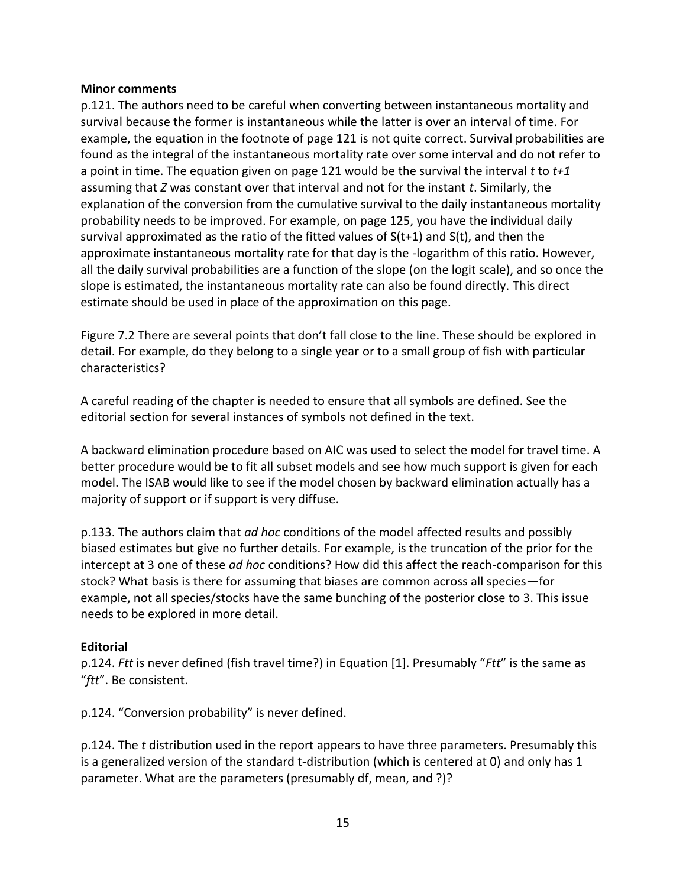**Minor comments**

p.121. The authors need to be careful when converting between instantaneous mortality and survival because the former is instantaneous while the latter is over an interval of time. For example, the equation in the footnote of page 121 is not quite correct. Survival probabilities are found as the integral of the instantaneous mortality rate over some interval and do not refer to a point in time. The equation given on page 121 would be the survival the interval $t$ to $t+1$ assuming that $Z$ was constant over that interval and not for the instant $t$. Similarly, the explanation of the conversion from the cumulative survival to the daily instantaneous mortality probability needs to be improved. For example, on page 125, you have the individual daily survival approximated as the ratio of the fitted values of $S(t+1)$ and $S(t)$, and then the approximate instantaneous mortality rate for that day is the -logarithm of this ratio. However, all the daily survival probabilities are a function of the slope (on the logit scale), and so once the slope is estimated, the instantaneous mortality rate can also be found directly. This direct estimate should be used in place of the approximation on this page.

Figure 7.2 There are several points that don't fall close to the line. These should be explored in detail. For example, do they belong to a single year or to a small group of fish with particular characteristics?

A careful reading of the chapter is needed to ensure that all symbols are defined. See the editorial section for several instances of symbols not defined in the text.

A backward elimination procedure based on AIC was used to select the model for travel time. A better procedure would be to fit all subset models and see how much support is given for each model. The ISAB would like to see if the model chosen by backward elimination actually has a majority of support or if support is very diffuse.

p.133. The authors claim that *ad hoc* conditions of the model affected results and possibly biased estimates but give no further details. For example, is the truncation of the prior for the intercept at 3 one of these *ad hoc* conditions? How did this affect the reach-comparison for this stock? What basis is there for assuming that biases are common across all species—for example, not all species/stocks have the same bunching of the posterior close to 3. This issue needs to be explored in more detail.

**Editorial**

p.124. *Ftt* is never defined (fish travel time?) in Equation [1]. Presumably "*Ftt*" is the same as "*ftt*". Be consistent.

p.124. "Conversion probability" is never defined.

p.124. The *t* distribution used in the report appears to have three parameters. Presumably this is a generalized version of the standard t-distribution (which is centered at 0) and only has 1 parameter. What are the parameters (presumably df, mean, and ?)?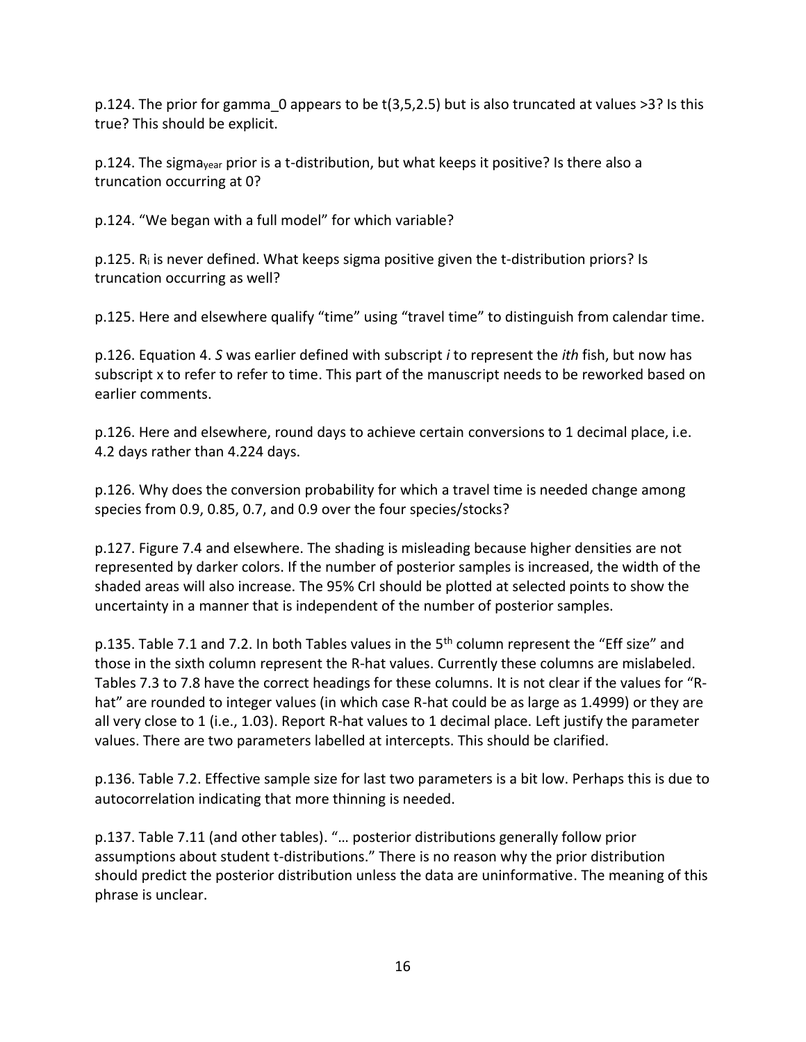p.124. The prior for gamma_0 appears to be t(3,5,2.5) but is also truncated at values >3? Is this true? This should be explicit.

p.124. The $\text{sigma}_{year}$ prior is a t-distribution, but what keeps it positive? Is there also a truncation occurring at 0?

p.124. "We began with a full model" for which variable?

p.125. $R_i$ is never defined. What keeps sigma positive given the t-distribution priors? Is truncation occurring as well?

p.125. Here and elsewhere qualify "time" using "travel time" to distinguish from calendar time.

p.126. Equation 4. *S* was earlier defined with subscript *i* to represent the *ith* fish, but now has subscript x to refer to refer to time. This part of the manuscript needs to be reworked based on earlier comments.

p.126. Here and elsewhere, round days to achieve certain conversions to 1 decimal place, i.e. 4.2 days rather than 4.224 days.

p.126. Why does the conversion probability for which a travel time is needed change among species from 0.9, 0.85, 0.7, and 0.9 over the four species/stocks?

p.127. Figure 7.4 and elsewhere. The shading is misleading because higher densities are not represented by darker colors. If the number of posterior samples is increased, the width of the shaded areas will also increase. The 95% CrI should be plotted at selected points to show the uncertainty in a manner that is independent of the number of posterior samples.

p.135. Table 7.1 and 7.2. In both Tables values in the 5th column represent the "Eff size" and those in the sixth column represent the R-hat values. Currently these columns are mislabeled. Tables 7.3 to 7.8 have the correct headings for these columns. It is not clear if the values for "R-hat" are rounded to integer values (in which case R-hat could be as large as 1.4999) or they are all very close to 1 (i.e., 1.03). Report R-hat values to 1 decimal place. Left justify the parameter values. There are two parameters labelled at intercepts. This should be clarified.

p.136. Table 7.2. Effective sample size for last two parameters is a bit low. Perhaps this is due to autocorrelation indicating that more thinning is needed.

p.137. Table 7.11 (and other tables). "… posterior distributions generally follow prior assumptions about student t-distributions." There is no reason why the prior distribution should predict the posterior distribution unless the data are uninformative. The meaning of this phrase is unclear.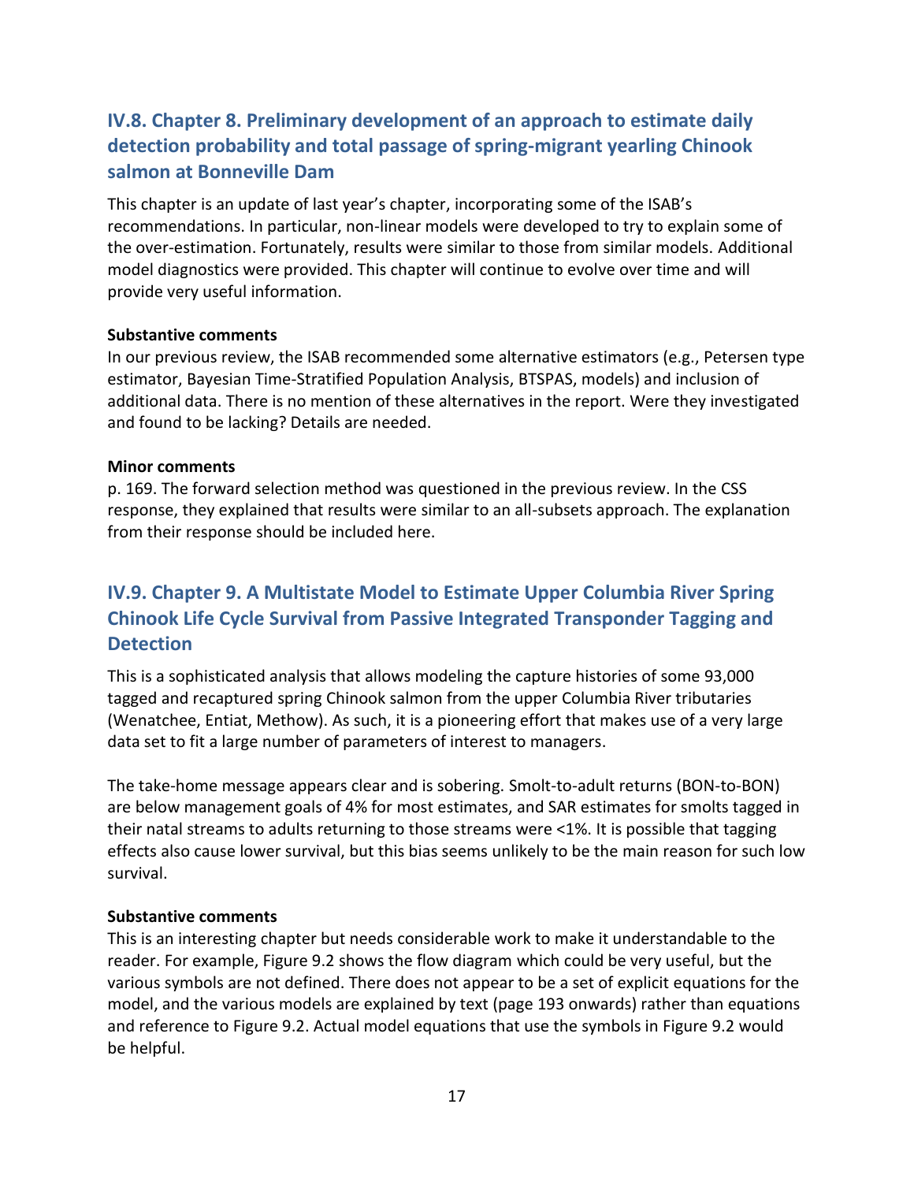## IV.8. Chapter 8. Preliminary development of an approach to estimate daily detection probability and total passage of spring-migrant yearling Chinook salmon at Bonneville Dam

This chapter is an update of last year's chapter, incorporating some of the ISAB's recommendations. In particular, non-linear models were developed to try to explain some of the over-estimation. Fortunately, results were similar to those from similar models. Additional model diagnostics were provided. This chapter will continue to evolve over time and will provide very useful information.

**Substantive comments**

In our previous review, the ISAB recommended some alternative estimators (e.g., Petersen type estimator, Bayesian Time-Stratified Population Analysis, BTSPAS, models) and inclusion of additional data. There is no mention of these alternatives in the report. Were they investigated and found to be lacking? Details are needed.

**Minor comments**

p. 169. The forward selection method was questioned in the previous review. In the CSS response, they explained that results were similar to an all-subsets approach. The explanation from their response should be included here.

## IV.9. Chapter 9. A Multistate Model to Estimate Upper Columbia River Spring Chinook Life Cycle Survival from Passive Integrated Transponder Tagging and Detection

This is a sophisticated analysis that allows modeling the capture histories of some 93,000 tagged and recaptured spring Chinook salmon from the upper Columbia River tributaries (Wenatchee, Entiat, Methow). As such, it is a pioneering effort that makes use of a very large data set to fit a large number of parameters of interest to managers.

The take-home message appears clear and is sobering. Smolt-to-adult returns (BON-to-BON) are below management goals of 4% for most estimates, and SAR estimates for smolts tagged in their natal streams to adults returning to those streams were <1%. It is possible that tagging effects also cause lower survival, but this bias seems unlikely to be the main reason for such low survival.

**Substantive comments**

This is an interesting chapter but needs considerable work to make it understandable to the reader. For example, Figure 9.2 shows the flow diagram which could be very useful, but the various symbols are not defined. There does not appear to be a set of explicit equations for the model, and the various models are explained by text (page 193 onwards) rather than equations and reference to Figure 9.2. Actual model equations that use the symbols in Figure 9.2 would be helpful.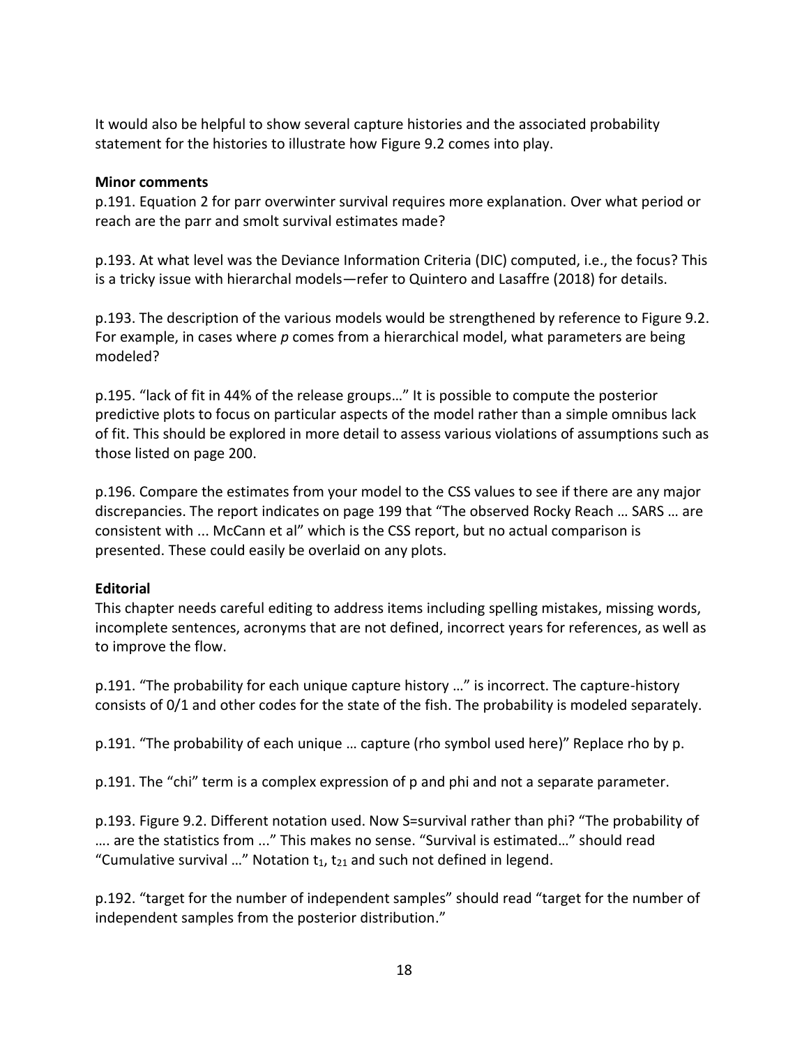It would also be helpful to show several capture histories and the associated probability statement for the histories to illustrate how Figure 9.2 comes into play.

**Minor comments**

p.191. Equation 2 for parr overwinter survival requires more explanation. Over what period or reach are the parr and smolt survival estimates made?

p.193. At what level was the Deviance Information Criteria (DIC) computed, i.e., the focus? This is a tricky issue with hierarchal models—refer to Quintero and Lasaffre (2018) for details.

p.193. The description of the various models would be strengthened by reference to Figure 9.2. For example, in cases where *p* comes from a hierarchical model, what parameters are being modeled?

p.195. "lack of fit in 44% of the release groups…" It is possible to compute the posterior predictive plots to focus on particular aspects of the model rather than a simple omnibus lack of fit. This should be explored in more detail to assess various violations of assumptions such as those listed on page 200.

p.196. Compare the estimates from your model to the CSS values to see if there are any major discrepancies. The report indicates on page 199 that "The observed Rocky Reach … SARS … are consistent with ... McCann et al" which is the CSS report, but no actual comparison is presented. These could easily be overlaid on any plots.

**Editorial**

This chapter needs careful editing to address items including spelling mistakes, missing words, incomplete sentences, acronyms that are not defined, incorrect years for references, as well as to improve the flow.

p.191. "The probability for each unique capture history …" is incorrect. The capture-history consists of 0/1 and other codes for the state of the fish. The probability is modeled separately.

p.191. "The probability of each unique … capture (rho symbol used here)" Replace rho by p.

p.191. The "chi" term is a complex expression of p and phi and not a separate parameter.

p.193. Figure 9.2. Different notation used. Now S=survival rather than phi? "The probability of …. are the statistics from ..." This makes no sense. "Survival is estimated…" should read "Cumulative survival …" Notation $t_1$, $t_{21}$ and such not defined in legend.

p.192. "target for the number of independent samples" should read "target for the number of independent samples from the posterior distribution."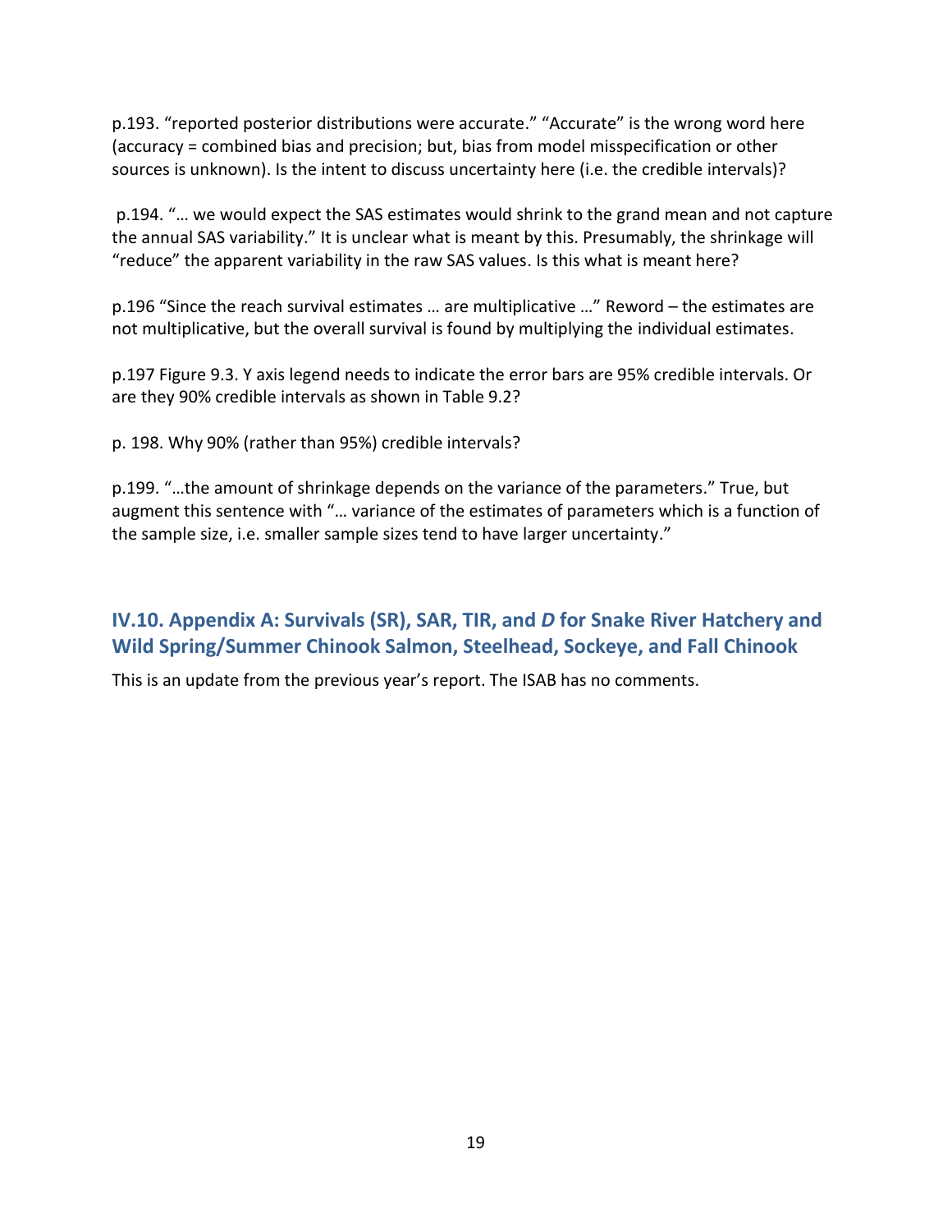p.193. “reported posterior distributions were accurate.” “Accurate” is the wrong word here (accuracy = combined bias and precision; but, bias from model misspecification or other sources is unknown). Is the intent to discuss uncertainty here (i.e. the credible intervals)?

p.194. “… we would expect the SAS estimates would shrink to the grand mean and not capture the annual SAS variability.” It is unclear what is meant by this. Presumably, the shrinkage will “reduce” the apparent variability in the raw SAS values. Is this what is meant here?

p.196 “Since the reach survival estimates … are multiplicative …” Reword – the estimates are not multiplicative, but the overall survival is found by multiplying the individual estimates.

p.197 Figure 9.3. Y axis legend needs to indicate the error bars are 95% credible intervals. Or are they 90% credible intervals as shown in Table 9.2?

p. 198. Why 90% (rather than 95%) credible intervals?

p.199. “…the amount of shrinkage depends on the variance of the parameters.” True, but augment this sentence with “… variance of the estimates of parameters which is a function of the sample size, i.e. smaller sample sizes tend to have larger uncertainty.”

## IV.10. Appendix A: Survivals (SR), SAR, TIR, and *D* for Snake River Hatchery and Wild Spring/Summer Chinook Salmon, Steelhead, Sockeye, and Fall Chinook

This is an update from the previous year’s report. The ISAB has no comments.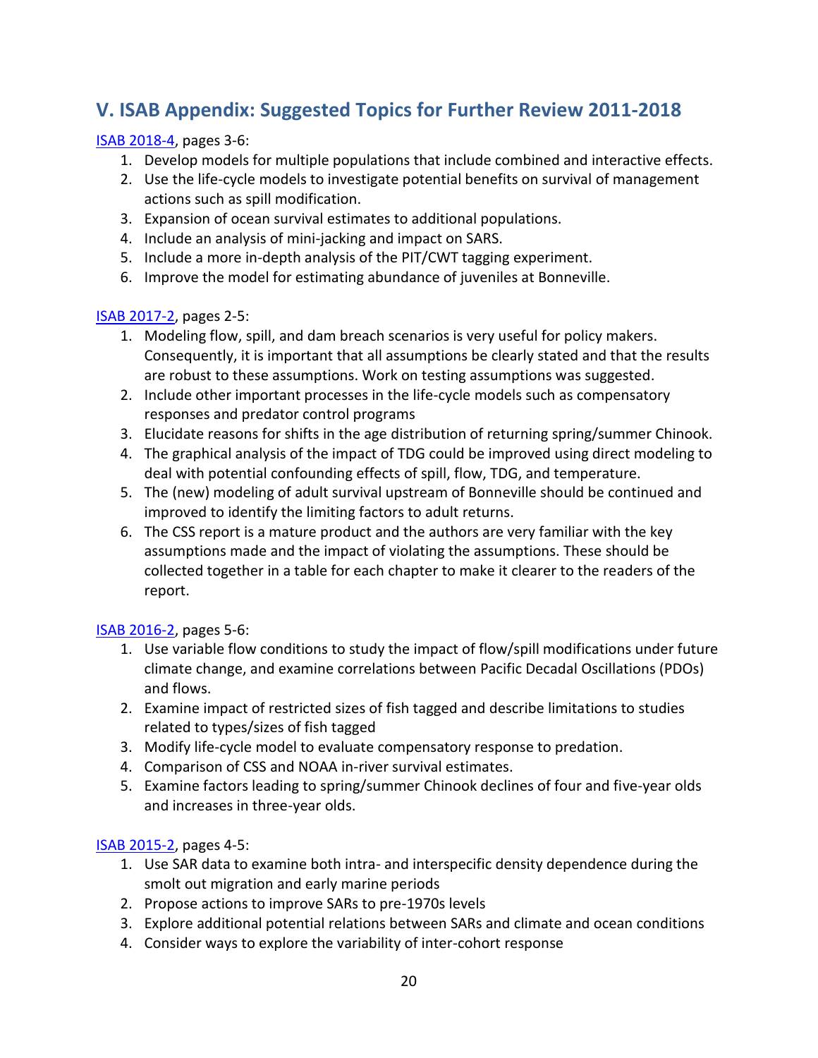## V. ISAB Appendix: Suggested Topics for Further Review 2011-2018

ISAB 2018-4, pages 3-6:

1. Develop models for multiple populations that include combined and interactive effects.
2. Use the life-cycle models to investigate potential benefits on survival of management actions such as spill modification.
3. Expansion of ocean survival estimates to additional populations.
4. Include an analysis of mini-jacking and impact on SARS.
5. Include a more in-depth analysis of the PIT/CWT tagging experiment.
6. Improve the model for estimating abundance of juveniles at Bonneville.

ISAB 2017-2, pages 2-5:

1. Modeling flow, spill, and dam breach scenarios is very useful for policy makers. Consequently, it is important that all assumptions be clearly stated and that the results are robust to these assumptions. Work on testing assumptions was suggested.
2. Include other important processes in the life-cycle models such as compensatory responses and predator control programs
3. Elucidate reasons for shifts in the age distribution of returning spring/summer Chinook.
4. The graphical analysis of the impact of TDG could be improved using direct modeling to deal with potential confounding effects of spill, flow, TDG, and temperature.
5. The (new) modeling of adult survival upstream of Bonneville should be continued and improved to identify the limiting factors to adult returns.
6. The CSS report is a mature product and the authors are very familiar with the key assumptions made and the impact of violating the assumptions. These should be collected together in a table for each chapter to make it clearer to the readers of the report.

ISAB 2016-2, pages 5-6:

1. Use variable flow conditions to study the impact of flow/spill modifications under future climate change, and examine correlations between Pacific Decadal Oscillations (PDOs) and flows.
2. Examine impact of restricted sizes of fish tagged and describe limitations to studies related to types/sizes of fish tagged
3. Modify life-cycle model to evaluate compensatory response to predation.
4. Comparison of CSS and NOAA in-river survival estimates.
5. Examine factors leading to spring/summer Chinook declines of four and five-year olds and increases in three-year olds.

ISAB 2015-2, pages 4-5:

1. Use SAR data to examine both intra- and interspecific density dependence during the smolt out migration and early marine periods
2. Propose actions to improve SARs to pre-1970s levels
3. Explore additional potential relations between SARs and climate and ocean conditions
4. Consider ways to explore the variability of inter-cohort response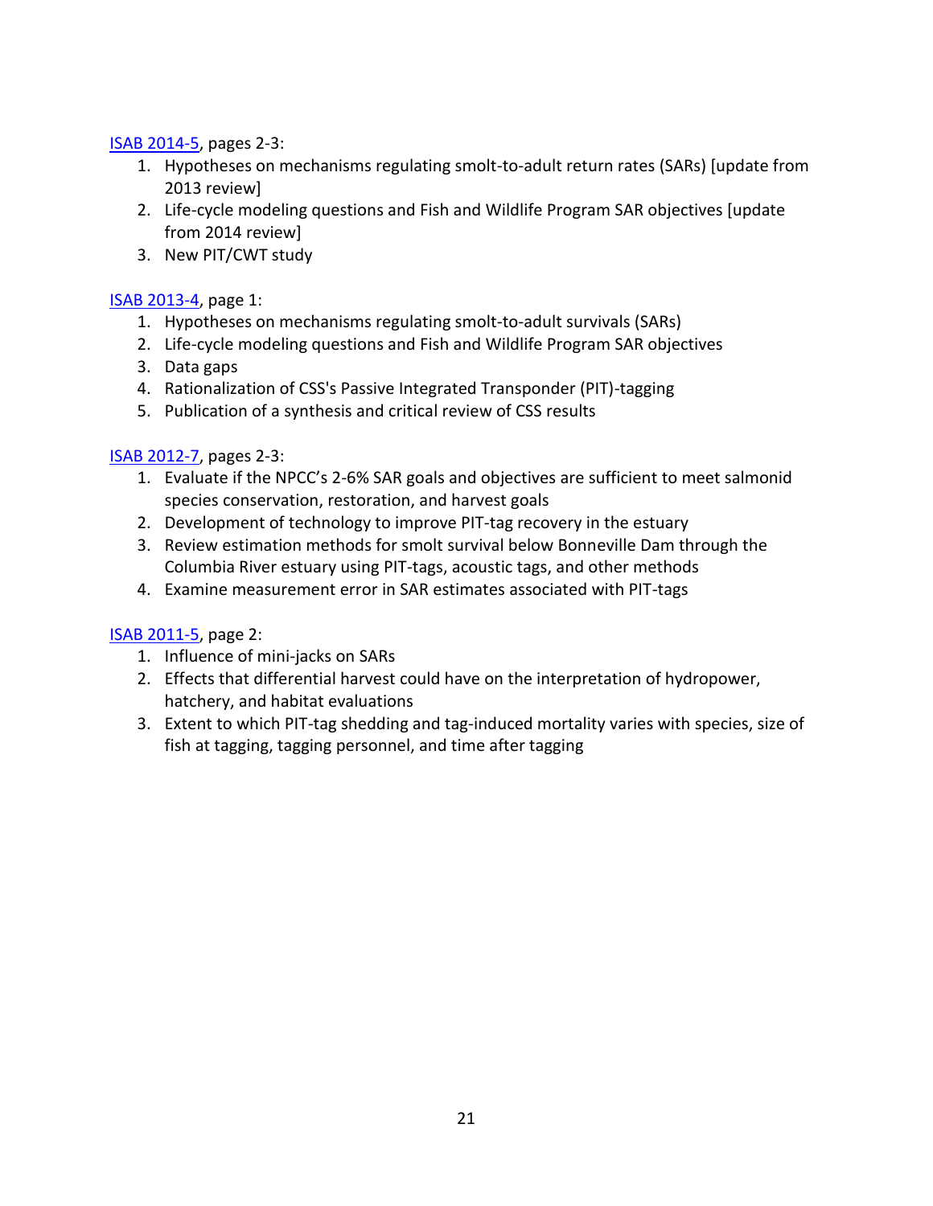ISAB 2014-5, pages 2-3:

1. Hypotheses on mechanisms regulating smolt-to-adult return rates (SARs) [update from 2013 review]
2. Life-cycle modeling questions and Fish and Wildlife Program SAR objectives [update from 2014 review]
3. New PIT/CWT study

ISAB 2013-4, page 1:

1. Hypotheses on mechanisms regulating smolt-to-adult survivals (SARs)
2. Life-cycle modeling questions and Fish and Wildlife Program SAR objectives
3. Data gaps
4. Rationalization of CSS's Passive Integrated Transponder (PIT)-tagging
5. Publication of a synthesis and critical review of CSS results

ISAB 2012-7, pages 2-3:

1. Evaluate if the NPCC's 2-6% SAR goals and objectives are sufficient to meet salmonid species conservation, restoration, and harvest goals
2. Development of technology to improve PIT-tag recovery in the estuary
3. Review estimation methods for smolt survival below Bonneville Dam through the Columbia River estuary using PIT-tags, acoustic tags, and other methods
4. Examine measurement error in SAR estimates associated with PIT-tags

ISAB 2011-5, page 2:

1. Influence of mini-jacks on SARs
2. Effects that differential harvest could have on the interpretation of hydropower, hatchery, and habitat evaluations
3. Extent to which PIT-tag shedding and tag-induced mortality varies with species, size of fish at tagging, tagging personnel, and time after tagging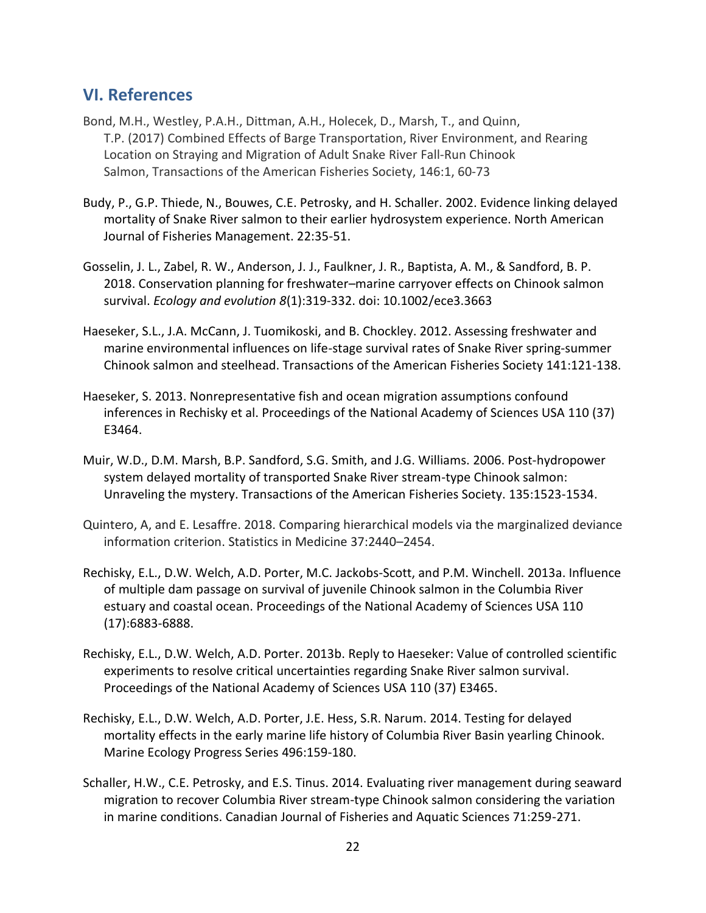## VI. References

Bond, M.H., Westley, P.A.H., Dittman, A.H., Holecek, D., Marsh, T., and Quinn, T.P. (2017) Combined Effects of Barge Transportation, River Environment, and Rearing Location on Straying and Migration of Adult Snake River Fall-Run Chinook Salmon, Transactions of the American Fisheries Society, 146:1, 60-73

Budy, P., G.P. Thiede, N., Bouwes, C.E. Petrosky, and H. Schaller. 2002. Evidence linking delayed mortality of Snake River salmon to their earlier hydrosystem experience. North American Journal of Fisheries Management. 22:35-51.

Gosselin, J. L., Zabel, R. W., Anderson, J. J., Faulkner, J. R., Baptista, A. M., & Sandford, B. P. 2018. Conservation planning for freshwater–marine carryover effects on Chinook salmon survival. *Ecology and evolution 8*(1):319-332. doi: 10.1002/ece3.3663

Haeseker, S.L., J.A. McCann, J. Tuomikoski, and B. Chockley. 2012. Assessing freshwater and marine environmental influences on life-stage survival rates of Snake River spring-summer Chinook salmon and steelhead. Transactions of the American Fisheries Society 141:121-138.

Haeseker, S. 2013. Nonrepresentative fish and ocean migration assumptions confound inferences in Rechisky et al. Proceedings of the National Academy of Sciences USA 110 (37) E3464.

Muir, W.D., D.M. Marsh, B.P. Sandford, S.G. Smith, and J.G. Williams. 2006. Post-hydropower system delayed mortality of transported Snake River stream-type Chinook salmon: Unraveling the mystery. Transactions of the American Fisheries Society. 135:1523-1534.

Quintero, A, and E. Lesaffre. 2018. Comparing hierarchical models via the marginalized deviance information criterion. Statistics in Medicine 37:2440–2454.

Rechisky, E.L., D.W. Welch, A.D. Porter, M.C. Jackobs-Scott, and P.M. Winchell. 2013a. Influence of multiple dam passage on survival of juvenile Chinook salmon in the Columbia River estuary and coastal ocean. Proceedings of the National Academy of Sciences USA 110 (17):6883-6888.

Rechisky, E.L., D.W. Welch, A.D. Porter. 2013b. Reply to Haeseker: Value of controlled scientific experiments to resolve critical uncertainties regarding Snake River salmon survival. Proceedings of the National Academy of Sciences USA 110 (37) E3465.

Rechisky, E.L., D.W. Welch, A.D. Porter, J.E. Hess, S.R. Narum. 2014. Testing for delayed mortality effects in the early marine life history of Columbia River Basin yearling Chinook. Marine Ecology Progress Series 496:159-180.

Schaller, H.W., C.E. Petrosky, and E.S. Tinus. 2014. Evaluating river management during seaward migration to recover Columbia River stream-type Chinook salmon considering the variation in marine conditions. Canadian Journal of Fisheries and Aquatic Sciences 71:259-271.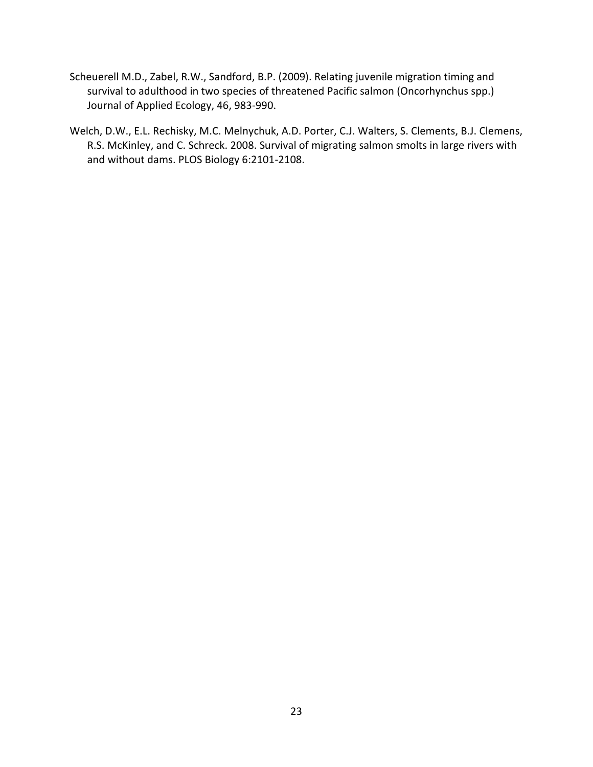Scheuerell M.D., Zabel, R.W., Sandford, B.P. (2009). Relating juvenile migration timing and survival to adulthood in two species of threatened Pacific salmon (Oncorhynchus spp.) Journal of Applied Ecology, 46, 983-990.

Welch, D.W., E.L. Rechisky, M.C. Melnychuk, A.D. Porter, C.J. Walters, S. Clements, B.J. Clemens, R.S. McKinley, and C. Schreck. 2008. Survival of migrating salmon smolts in large rivers with and without dams. PLOS Biology 6:2101-2108.